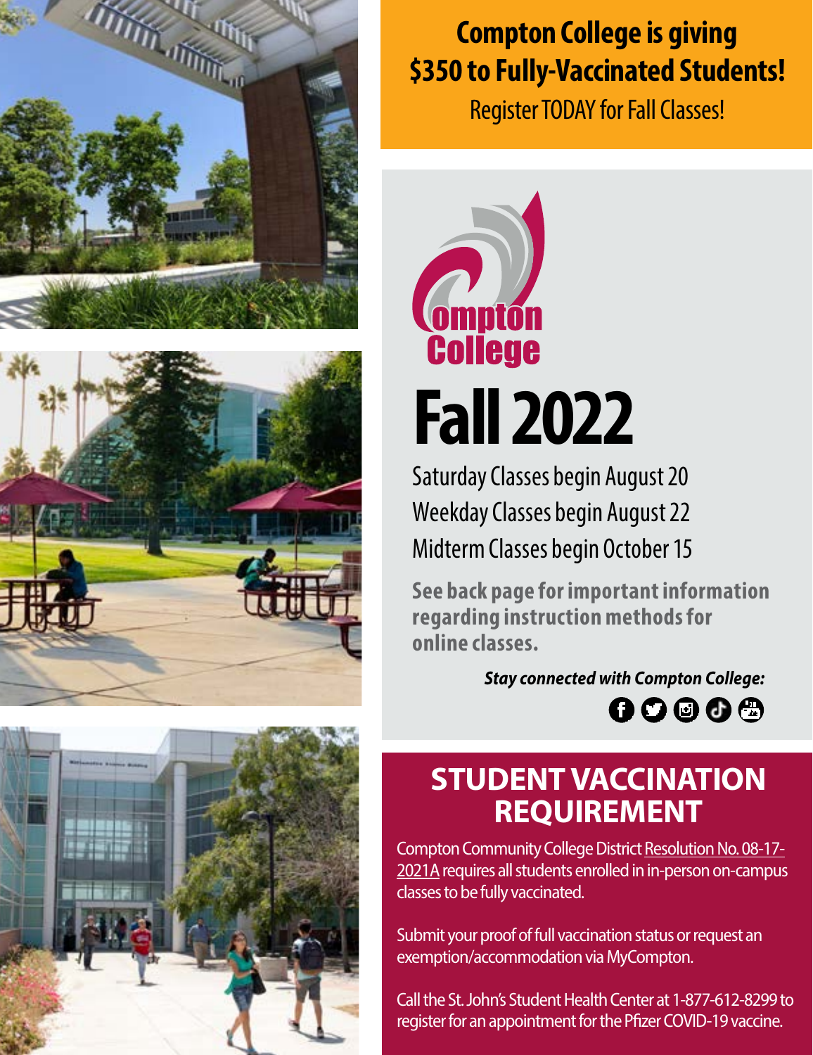**Compton College is giving $350 to Fully-Vaccinated Students!**

Register TODAY for Fall Classes!

Compton College

# Fall 2022

Saturday Classes begin August 20

Weekday Classes begin August 22

Midterm Classes begin October 15

**See back page for important information regarding instruction methods for online classes.**

***Stay connected with Compton College:***

## STUDENT VACCINATION REQUIREMENT

Compton Community College District Resolution No. 08-17-2021A requires all students enrolled in in-person on-campus classes to be fully vaccinated.

Submit your proof of full vaccination status or request an exemption/accommodation via MyCompton.

Call the St. John's Student Health Center at 1-877-612-8299 to register for an appointment for the Pfizer COVID-19 vaccine.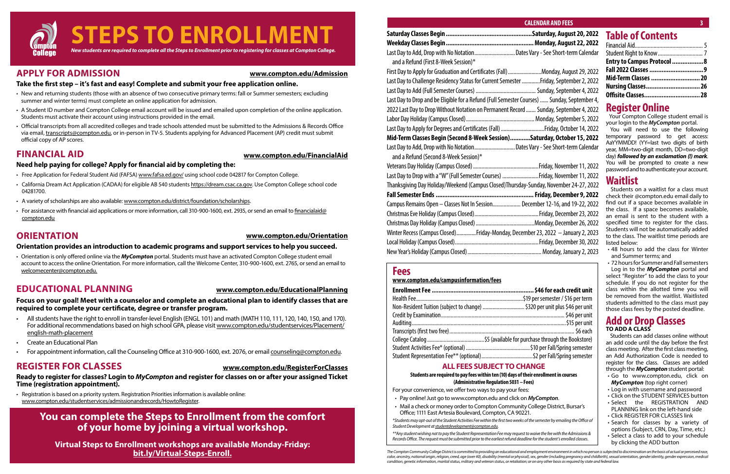# STEPS TO ENROLLMENT

*New students are required to complete all the Steps to Enrollment prior to registering for classes at Compton College.*

## APPLY FOR ADMISSION

www.compton.edu/Admission

**Take the first step – it's fast and easy! Complete and submit your free application online.**

- New and returning students (those with an absence of two consecutive primary terms: fall or Summer semesters; excluding summer and winter terms) must complete an online application for admission.
- A Student ID number and Compton College email account will be issued and emailed upon completion of the online application. Students must activate their account using instructions provided in the email.
- Official transcripts from all accredited colleges and trade schools attended must be submitted to the Admissions & Records Office via email, transcripts@compton.edu, or in-person in TV-5. Students applying for Advanced Placement (AP) credit must submit official copy of AP scores.

## FINANCIAL AID

www.compton.edu/FinancialAid

**Need help paying for college? Apply for financial aid by completing the:**

- Free Application for Federal Student Aid (FAFSA) www.fafsa.ed.gov/ using school code 042817 for Compton College.
- California Dream Act Application (CADAA) for eligible AB 540 students https://dream.csac.ca.gov. Use Compton College school code 04281700.
- A variety of scholarships are also available: www.compton.edu/district/foundation/scholarships.
- For assistance with financial aid applications or more information, call 310-900-1600, ext. 2935, or send an email to financialaid@compton.edu

## ORIENTATION

www.compton.edu/Orientation

**Orientation provides an introduction to academic programs and support services to help you succeed.**

- Orientation is only offered online via the ***MyCompton*** portal. Students must have an activated Compton College student email account to access the online Orientation. For more information, call the Welcome Center, 310-900-1600, ext. 2765, or send an email to welcomecenter@compton.edu.

## EDUCATIONAL PLANNING

www.compton.edu/EducationalPlanning

**Focus on your goal! Meet with a counselor and complete an educational plan to identify classes that are required to complete your certificate, degree or transfer program.**

- All students have the right to enroll in transfer-level English (ENGL 101) and math (MATH 110, 111, 120, 140, 150, and 170). For additional recommendations based on high school GPA, please visit www.compton.edu/studentservices/Placement/english-math-placement
- Create an Educational Plan
- For appointment information, call the Counseling Office at 310-900-1600, ext. 2076, or email counseling@compton.edu.

## REGISTER FOR CLASSES

www.compton.edu/RegisterForClasses

**Ready to register for classes? Login to *MyCompton* and register for classes on or after your assigned Ticket Time (registration appointment).**

- Registration is based on a priority system. Registration Priorities information is available online: www.compton.edu/studentservices/admissionandrecords/HowtoRegister.

**You can complete the Steps to Enrollment from the comfort of your home by joining a virtual workshop.**

**Virtual Steps to Enrollment workshops are available Monday-Friday: bit.ly/Virtual-Steps-Enroll.**

## CALENDAR AND FEES

| Event | Date |
|---|---|
| **Saturday Classes Begin** | **Saturday, August 20, 2022** |
| **Weekday Classes Begin** | **Monday, August 22, 2022** |
| Last Day to Add, Drop with No Notation and a Refund (First 8-Week Session)* | Dates Vary - See Short-term Calendar |
| First Day to Apply for Graduation and Certificates (Fall) | Monday, August 29, 2022 |
| Last Day to Challenge Residency Status for Current Semester | Friday, September 2, 2022 |
| Last Day to Add (Full Semester Courses) | Sunday, September 4, 2022 |
| Last Day to Drop and be Eligible for a Refund (Full Semester Courses) | Sunday, September 4, 2022 |
| Last Day to Drop Without Notation on Permanent Record | Sunday, September 4, 2022 |
| Labor Day Holiday (Campus Closed) | Monday, September 5, 2022 |
| Last Day to Apply for Degrees and Certificates (Fall) | Friday, October 14, 2022 |
| **Mid-Term Classes Begin (Second 8-Week Session)** | **Saturday, October 15, 2022** |
| Last Day to Add, Drop with No Notation and a Refund (Second 8-Week Session)* | Dates Vary - See Short-term Calendar |
| Veterans Day Holiday (Campus Closed) | Friday, November 11, 2022 |
| Last Day to Drop with a "W" (Full Semester Courses) | Friday, November 11, 2022 |
| Thanksgiving Day Holiday/Weekend (Campus Closed) | Thursday-Sunday, November 24-27, 2022 |
| **Fall Semester Ends** | **Friday, December 9, 2022** |
| Campus Remains Open – Classes Not In Session | December 12-16, and 19-22, 2022 |
| Christmas Eve Holiday (Campus Closed) | Friday, December 23, 2022 |
| Christmas Day Holiday (Campus Closed) | Monday, December 26, 2022 |
| Winter Recess (Campus Closed) | Friday-Monday, December 23, 2022 – January 2, 2023 |
| Local Holiday (Campus Closed) | Friday, December 30, 2022 |
| New Year's Holiday (Campus Closed) | Monday, January 2, 2023 |

## Fees

www.compton.edu/campusinformation/fees

| Fee | Amount |
|---|---|
| **Enrollment Fee** | **$46 for each credit unit** |
| Health Fee | $19 per semester / $16 per term |
| Non-Resident Tuition (subject to change) | $320 per unit plus $46 per unit |
| Credit by Examination | $46 per unit |
| Auditing | $15 per unit |
| Transcripts (first two free) | $6 each |
| College Catalog | $5 (available for purchase through the Bookstore) |
| Student Activities Fee* (optional) | $10 per Fall/Spring semester |
| Student Representation Fee** (optional) | $2 per Fall/Spring semester |

### ALL FEES SUBJECT TO CHANGE

**Students are required to pay fees within ten (10) days of their enrollment in courses (Administrative Regulation 5031 – Fees)**

For your convenience, we offer two ways to pay your fees:

- Pay online! Just go to www.compton.edu and click on ***MyCompton***.
- Mail a check or money order to Compton Community College District, Bursar's Office; 1111 East Artesia Boulevard, Compton, CA 90221.

*\*Students may opt-out of the Student Activities Fee within the first two weeks of the semester by emailing the Office of Student Development at studentdevelopment@compton.edu.*

*\*\*Any student wishing not to pay the Student Representation Fee may request to waive the fee with the Admissions & Records Office. The request must be submitted prior to the earliest refund deadline for the student's enrolled classes.*

## Table of Contents

| | |
|---|---|
| Financial Aid | 5 |
| Student Right to Know | 7 |
| **Entry to Campus Protocol** | **8** |
| **Fall 2022 Classes** | **9** |
| **Mid-Term Classes** | **20** |
| **Nursing Classes** | **26** |
| **Offsite Classes** | **28** |

## Register Online

Your Compton College student email is your login to the ***MyCompton*** portal.

You will need to use the following temporary password to get access: AaYYMMDD! (YY=last two digits of birth year, MM=two-digit month, DD=two-digit day) ***followed by an exclamation (!) mark***. You will be prompted to create a new password and to authenticate your account.

## Waitlist

Students on a waitlist for a class must check their @compton.edu email daily to find out if a space becomes available in the class. If a space becomes available, an email is sent to the student with a specified time to register for the class. Students will not be automatically added to the class. The waitlist time periods are listed below:

- 48 hours to add the class for Winter and Summer terms; and
- 72 hours for Summer and Fall semesters

Log in to the ***MyCompton*** portal and select "Register" to add the class to your schedule. If you do not register for the class within the allotted time you will be removed from the waitlist. Waitlisted students admitted to the class must pay those class fees by the posted deadline.

## Add or Drop Classes

**TO ADD A CLASS**

Students can add classes online without an add code until the day before the first class meeting. After the first class meeting, an Add Authorization Code is needed to register for the class. Classes are added through the ***MyCompton*** student portal:

- Go to www.compton.edu, click on ***MyCompton*** (top right corner)
- Log in with username and password
- Click on the STUDENT SERVICES button
- Select the REGISTRATION AND PLANNING link on the left-hand side
- Click REGISTER FOR CLASSES link
- Search for classes by a variety of options (Subject, CRN, Day, Time, etc.)
- Select a class to add to your schedule by clicking the ADD button

*The Compton Community College District is committed to providing an educational and employment environment in which no person is subjected to discrimination on the basis of actual or perceived race, color, ancestry, national origin, religion, creed, age (over 40), disability (mental or physical), sex, gender (including pregnancy and childbirth), sexual orientation, gender identity, gender expression, medical condition, genetic information, marital status, military and veteran status, or retaliation; or on any other basis as required by state and federal law.*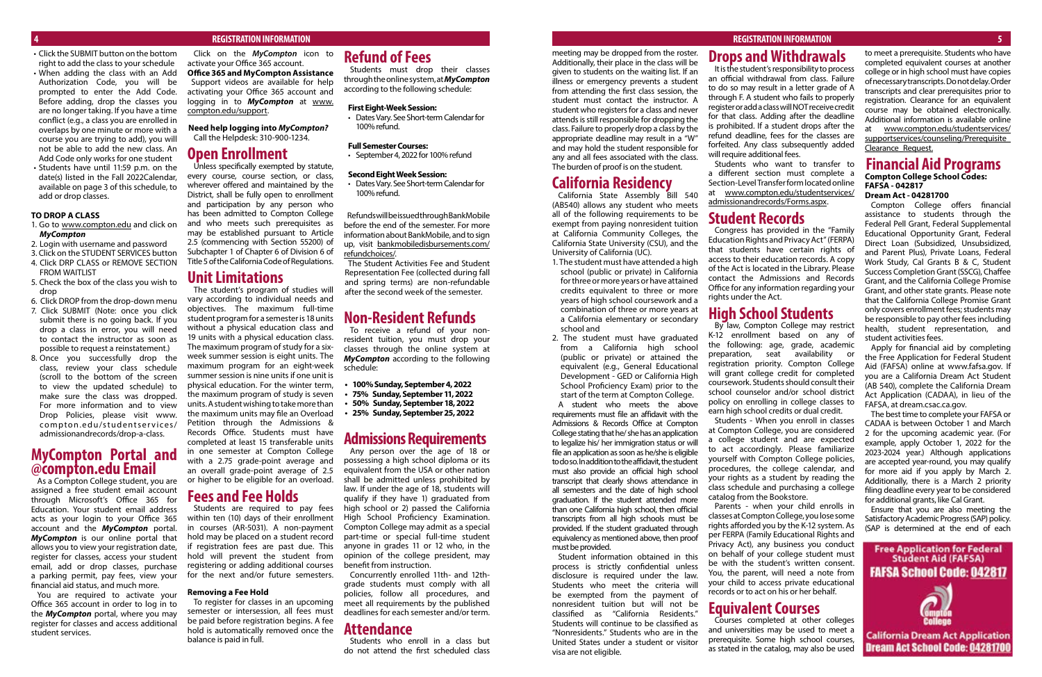- Click the SUBMIT button on the bottom right to add the class to your schedule
- When adding the class with an Add Authorization Code, you will be prompted to enter the Add Code. Before adding, drop the classes you are no longer taking. If you have a time conflict (e.g., a class you are enrolled in overlaps by one minute or more with a course you are trying to add), you will not be able to add the new class. An Add Code only works for one student
- Students have until 11:59 p.m. on the date(s) listed in the Fall 2022Calendar, available on page 3 of this schedule, to add or drop classes.

**TO DROP A CLASS**

1. Go to www.compton.edu and click on ***MyCompton***
2. Login with username and password
3. Click on the STUDENT SERVICES button
4. Click DRP CLASS or REMOVE SECTION FROM WAITLIST
5. Check the box of the class you wish to drop
6. Click DROP from the drop-down menu
7. Click SUBMIT (Note: once you click submit there is no going back. If you drop a class in error, you will need to contact the instructor as soon as possible to request a reinstatement.)
8. Once you successfully drop the class, review your class schedule (scroll to the bottom of the screen to view the updated schedule) to make sure the class was dropped. For more information and to view Drop Policies, please visit www.compton.edu/studentservices/admissionandrecords/drop-a-class.

# MyCompton Portal and @compton.edu Email

As a Compton College student, you are assigned a free student email account through Microsoft's Office 365 for Education. Your student email address acts as your login to your Office 365 account and the ***MyCompton*** portal. ***MyCompton*** is our online portal that allows you to view your registration date, register for classes, access your student email, add or drop classes, purchase a parking permit, pay fees, view your financial aid status, and much more.

You are required to activate your Office 365 account in order to log in to the ***MyCompton*** portal, where you may register for classes and access additional student services.

Click on the ***MyCompton*** icon to activate your Office 365 account.

**Office 365 and MyCompton Assistance**
Support videos are available for help activating your Office 365 account and logging in to ***MyCompton*** at www.compton.edu/support.

**Need help logging into *MyCompton?***
Call the Helpdesk: 310-900-1234.

# Open Enrollment

Unless specifically exempted by statute, every course, course section, or class, wherever offered and maintained by the District, shall be fully open to enrollment and participation by any person who has been admitted to Compton College and who meets such prerequisites as may be established pursuant to Article 2.5 (commencing with Section 55200) of Subchapter 1 of Chapter 6 of Division 6 of Title 5 of the California Code of Regulations.

# Unit Limitations

The student's program of studies will vary according to individual needs and objectives. The maximum full-time student program for a semester is 18 units without a physical education class and 19 units with a physical education class. The maximum program of study for a six-week summer session is eight units. The maximum program for an eight-week summer session is nine units if one unit is physical education. For the winter term, the maximum program of study is seven units. A student wishing to take more than the maximum units may file an Overload Petition through the Admissions & Records Office. Students must have completed at least 15 transferable units in one semester at Compton College with a 2.75 grade-point average and an overall grade-point average of 2.5 or higher to be eligible for an overload.

# Fees and Fee Holds

Students are required to pay fees within ten (10) days of their enrollment in courses (AR-5031). A non-payment hold may be placed on a student record if registration fees are past due. This hold will prevent the student from registering or adding additional courses for the next and/or future semesters.

**Removing a Fee Hold**
To register for classes in an upcoming semester or intersession, all fees must be paid before registration begins. A fee hold is automatically removed once the balance is paid in full.

# Refund of Fees

Students must drop their classes through the online system, at ***MyCompton*** according to the following schedule:

**First Eight-Week Session:**
- Dates Vary. See Short-term Calendar for 100% refund.

**Full Semester Courses:**
- September 4, 2022 for 100% refund

**Second Eight Week Session:**
- Dates Vary. See Short-term Calendar for 100% refund.

Refunds will be issued through BankMobile before the end of the semester. For more information about BankMobile, and to sign up, visit bankmobiledisbursements.com/refundchoices/.

The Student Activities Fee and Student Representation Fee (collected during fall and spring terms) are non-refundable after the second week of the semester.

# Non-Resident Refunds

To receive a refund of your non-resident tuition, you must drop your classes through the online system at ***MyCompton*** according to the following schedule:

- **100% Sunday, September 4, 2022**
- **75% Sunday, September 11, 2022**
- **50% Sunday, September 18, 2022**
- **25% Sunday, September 25, 2022**

# Admissions Requirements

Any person over the age of 18 or possessing a high school diploma or its equivalent from the USA or other nation shall be admitted unless prohibited by law. If under the age of 18, students will qualify if they have 1) graduated from high school or 2) passed the California High School Proficiency Examination. Compton College may admit as a special part-time or special full-time student anyone in grades 11 or 12 who, in the opinion of the college president, may benefit from instruction.

Concurrently enrolled 11th- and 12th-grade students must comply with all policies, follow all procedures, and meet all requirements by the published deadlines for each semester and/or term.

# Attendance

Students who enroll in a class but do not attend the first scheduled class meeting may be dropped from the roster. Additionally, their place in the class will be given to students on the waiting list. If an illness or emergency prevents a student from attending the first class session, the student must contact the instructor. A student who registers for a class and never attends is still responsible for dropping the class. Failure to properly drop a class by the appropriate deadline may result in a "W" and may hold the student responsible for any and all fees associated with the class. The burden of proof is on the student.

# California Residency

California State Assembly Bill 540 (AB540) allows any student who meets all of the following requirements to be exempt from paying nonresident tuition at California Community Colleges, the California State University (CSU), and the University of California (UC).

1. The student must have attended a high school (public or private) in California for three or more years or have attained credits equivalent to three or more years of high school coursework and a combination of three or more years at a California elementary or secondary school and
2. The student must have graduated from a California high school (public or private) or attained the equivalent (e.g., General Educational Development - GED or California High School Proficiency Exam) prior to the start of the term at Compton College.

A student who meets the above requirements must file an affidavit with the Admissions & Records Office at Compton College stating that he/ she has an application to legalize his/ her immigration status or will file an application as soon as he/she is eligible to do so. In addition to the affidavit, the student must also provide an official high school transcript that clearly shows attendance in all semesters and the date of high school graduation. If the student attended more than one California high school, then official transcripts from all high schools must be provided. If the student graduated through equivalency as mentioned above, then proof must be provided.

Student information obtained in this process is strictly confidential unless disclosure is required under the law. Students who meet the criteria will be exempted from the payment of nonresident tuition but will not be classified as "California Residents." Students will continue to be classified as "Nonresidents." Students who are in the United States under a student or visitor visa are not eligible.

# Drops and Withdrawals

It is the student's responsibility to process an official withdrawal from class. Failure to do so may result in a letter grade of A through F. A student who fails to properly register or add a class will NOT receive credit for that class. Adding after the deadline is prohibited. If a student drops after the refund deadline, fees for the classes are forfeited. Any class subsequently added will require additional fees.

Students who want to transfer to a different section must complete a Section-Level Transfer form located online at www.compton.edu/studentservices/admissionandrecords/Forms.aspx.

# Student Records

Congress has provided in the "Family Education Rights and Privacy Act" (FERPA) that students have certain rights of access to their education records. A copy of the Act is located in the Library. Please contact the Admissions and Records Office for any information regarding your rights under the Act.

# High School Students

By law, Compton College may restrict K-12 enrollment based on any of the following: age, grade, academic preparation, seat availability or registration priority. Compton College will grant college credit for completed coursework. Students should consult their school counselor and/or school district policy on enrolling in college classes to earn high school credits or dual credit.

Students - When you enroll in classes at Compton College, you are considered a college student and are expected to act accordingly. Please familiarize yourself with Compton College policies, procedures, the college calendar, and your rights as a student by reading the class schedule and purchasing a college catalog from the Bookstore.

Parents - when your child enrolls in classes at Compton College, you lose some rights afforded you by the K-12 system. As per FERPA (Family Educational Rights and Privacy Act), any business you conduct on behalf of your college student must be with the student's written consent. You, the parent, will need a note from your child to access private educational records or to act on his or her behalf.

# Equivalent Courses

Courses completed at other colleges and universities may be used to meet a prerequisite. Some high school courses, as stated in the catalog, may also be used to meet a prerequisite. Students who have completed equivalent courses at another college or in high school must have copies of necessary transcripts. Do not delay. Order transcripts and clear prerequisites prior to registration. Clearance for an equivalent course may be obtained electronically. Additional information is available online at www.compton.edu/studentservices/supportservices/counseling/Prerequisite_Clearance_Request.

# Financial Aid Programs

**Compton College School Codes:**
**FAFSA - 042817**
**Dream Act - 04281700**

Compton College offers financial assistance to students through the Federal Pell Grant, Federal Supplemental Educational Opportunity Grant, Federal Direct Loan (Subsidized, Unsubsidized, and Parent Plus), Private Loans, Federal Work Study, Cal Grants B & C, Student Success Completion Grant (SSCG), Chaffee Grant, and the California College Promise Grant, and other state grants. Please note that the California College Promise Grant only covers enrollment fees; students may be responsible to pay other fees including health, student representation, and student activities fees.

Apply for financial aid by completing the Free Application for Federal Student Aid (FAFSA) online at www.fafsa.gov. If you are a California Dream Act Student (AB 540), complete the California Dream Act Application (CADAA), in lieu of the FAFSA, at dream.csac.ca.gov.

The best time to complete your FAFSA or CADAA is between October 1 and March 2 for the upcoming academic year. (For example, apply October 1, 2022 for the 2023-2024 year.) Although applications are accepted year-round, you may qualify for more aid if you apply by March 2. Additionally, there is a March 2 priority filing deadline every year to be considered for additional grants, like Cal Grant.

Ensure that you are also meeting the Satisfactory Academic Progress (SAP) policy. (SAP is determined at the end of each

**Free Application for Federal Student Aid (FAFSA)**
**FAFSA School Code: 042817**

Compton College

**California Dream Act Application**
**Dream Act School Code: 04281700**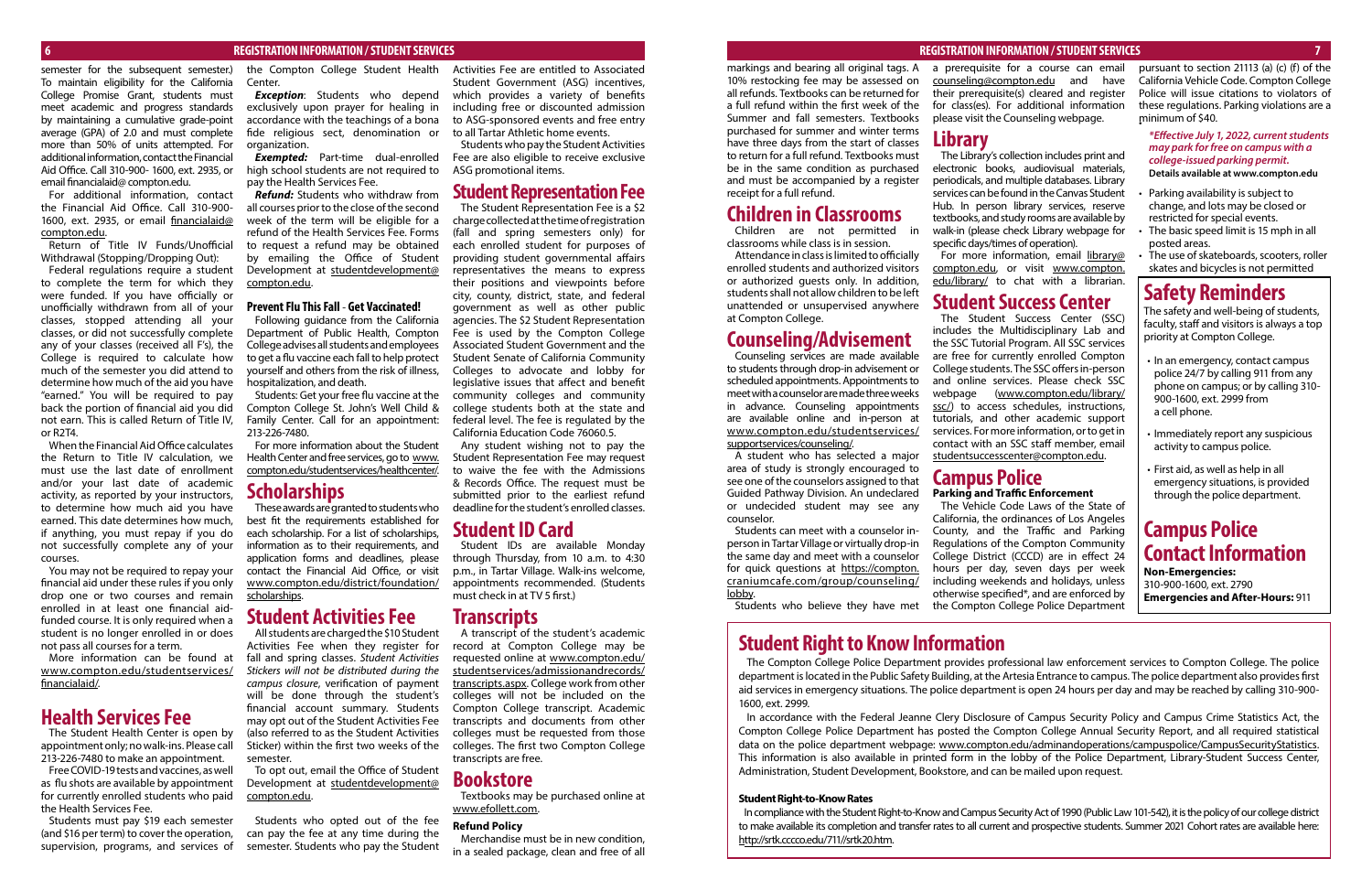semester for the subsequent semester.) To maintain eligibility for the California College Promise Grant, students must meet academic and progress standards by maintaining a cumulative grade-point average (GPA) of 2.0 and must complete more than 50% of units attempted. For additional information, contact the Financial Aid Office. Call 310-900- 1600, ext. 2935, or email financialaid@ compton.edu.

For additional information, contact the Financial Aid Office. Call 310-900-1600, ext. 2935, or email financialaid@ compton.edu.

Return of Title IV Funds/Unofficial Withdrawal (Stopping/Dropping Out):

Federal regulations require a student to complete the term for which they were funded. If you have officially or unofficially withdrawn from all of your classes, stopped attending all your classes, or did not successfully complete any of your classes (received all F's), the College is required to calculate how much of the semester you did attend to determine how much of the aid you have "earned." You will be required to pay back the portion of financial aid you did not earn. This is called Return of Title IV, or R2T4.

When the Financial Aid Office calculates the Return to Title IV calculation, we must use the last date of enrollment and/or your last date of academic activity, as reported by your instructors, to determine how much aid you have earned. This date determines how much, if anything, you must repay if you do not successfully complete any of your courses.

You may not be required to repay your financial aid under these rules if you only drop one or two courses and remain enrolled in at least one financial aid-funded course. It is only required when a student is no longer enrolled in or does not pass all courses for a term.

More information can be found at www.compton.edu/studentservices/financialaid/.

## Health Services Fee

The Student Health Center is open by appointment only; no walk-ins. Please call 213-226-7480 to make an appointment.

Free COVID-19 tests and vaccines, as well as flu shots are available by appointment for currently enrolled students who paid the Health Services Fee.

Students must pay $19 each semester (and $16 per term) to cover the operation, supervision, programs, and services of the Compton College Student Health Center.

***Exception***: Students who depend exclusively upon prayer for healing in accordance with the teachings of a bona fide religious sect, denomination or organization.

***Exempted:*** Part-time dual-enrolled high school students are not required to pay the Health Services Fee.

***Refund:*** Students who withdraw from all courses prior to the close of the second week of the term will be eligible for a refund of the Health Services Fee. Forms to request a refund may be obtained by emailing the Office of Student Development at studentdevelopment@ compton.edu.

### Prevent Flu This Fall - Get Vaccinated!

Following guidance from the California Department of Public Health, Compton College advises all students and employees to get a flu vaccine each fall to help protect yourself and others from the risk of illness, hospitalization, and death.

Students: Get your free flu vaccine at the Compton College St. John's Well Child & Family Center. Call for an appointment: 213-226-7480.

For more information about the Student Health Center and free services, go to www.compton.edu/studentservices/healthcenter/.

## Scholarships

These awards are granted to students who best fit the requirements established for each scholarship. For a list of scholarships, information as to their requirements, and application forms and deadlines, please contact the Financial Aid Office, or visit www.compton.edu/district/foundation/scholarships.

## Student Activities Fee

All students are charged the $10 Student Activities Fee when they register for fall and spring classes. *Student Activities Stickers will not be distributed during the campus closure*, verification of payment will be done through the student's financial account summary. Students may opt out of the Student Activities Fee (also referred to as the Student Activities Sticker) within the first two weeks of the semester.

To opt out, email the Office of Student Development at studentdevelopment@ compton.edu.

Students who opted out of the fee can pay the fee at any time during the semester. Students who pay the Student Activities Fee are entitled to Associated Student Government (ASG) incentives, which provides a variety of benefits including free or discounted admission to ASG-sponsored events and free entry to all Tartar Athletic home events.

Students who pay the Student Activities Fee are also eligible to receive exclusive ASG promotional items.

## Student Representation Fee

The Student Representation Fee is a $2 charge collected at the time of registration (fall and spring semesters only) for each enrolled student for purposes of providing student governmental affairs representatives the means to express their positions and viewpoints before city, county, district, state, and federal government as well as other public agencies. The $2 Student Representation Fee is used by the Compton College Associated Student Government and the Student Senate of California Community Colleges to advocate and lobby for legislative issues that affect and benefit community colleges and community college students both at the state and federal level. The fee is regulated by the California Education Code 76060.5.

Any student wishing not to pay the Student Representation Fee may request to waive the fee with the Admissions & Records Office. The request must be submitted prior to the earliest refund deadline for the student's enrolled classes.

## Student ID Card

Student IDs are available Monday through Thursday, from 10 a.m. to 4:30 p.m., in Tartar Village. Walk-ins welcome, appointments recommended. (Students must check in at TV 5 first.)

## Transcripts

A transcript of the student's academic record at Compton College may be requested online at www.compton.edu/studentservices/admissionandrecords/transcripts.aspx. College work from other colleges will not be included on the Compton College transcript. Academic transcripts and documents from other colleges must be requested from those colleges. The first two Compton College transcripts are free.

## Bookstore

Textbooks may be purchased online at www.efollett.com.

### Refund Policy

Merchandise must be in new condition, in a sealed package, clean and free of all markings and bearing all original tags. A 10% restocking fee may be assessed on all refunds. Textbooks can be returned for a full refund within the first week of the Summer and fall semesters. Textbooks purchased for summer and winter terms have three days from the start of classes to return for a full refund. Textbooks must be in the same condition as purchased and must be accompanied by a register receipt for a full refund.

## Children in Classrooms

Children are not permitted in classrooms while class is in session.

Attendance in class is limited to officially enrolled students and authorized visitors or authorized guests only. In addition, students shall not allow children to be left unattended or unsupervised anywhere at Compton College.

## Counseling/Advisement

Counseling services are made available to students through drop-in advisement or scheduled appointments. Appointments to meet with a counselor are made three weeks in advance. Counseling appointments are available online and in-person at www.compton.edu/studentservices/supportservices/counseling/.

A student who has selected a major area of study is strongly encouraged to see one of the counselors assigned to that Guided Pathway Division. An undeclared or undecided student may see any counselor.

Students can meet with a counselor in-person in Tartar Village or virtually drop-in the same day and meet with a counselor for quick questions at https://compton.craniumcafe.com/group/counseling/lobby.

Students who believe they have met a prerequisite for a course can email counseling@compton.edu and have their prerequisite(s) cleared and register for class(es). For additional information please visit the Counseling webpage.

## Library

The Library's collection includes print and electronic books, audiovisual materials, periodicals, and multiple databases. Library services can be found in the Canvas Student Hub. In person library services, reserve textbooks, and study rooms are available by walk-in (please check Library webpage for specific days/times of operation).

For more information, email library@compton.edu, or visit www.compton.edu/library/ to chat with a librarian.

## Student Success Center

The Student Success Center (SSC) includes the Multidisciplinary Lab and the SSC Tutorial Program. All SSC services are free for currently enrolled Compton College students. The SSC offers in-person and online services. Please check SSC webpage (www.compton.edu/library/ssc/) to access schedules, instructions, tutorials, and other academic support services. For more information, or to get in contact with an SSC staff member, email studentsuccesscenter@compton.edu.

## Campus Police

### Parking and Traffic Enforcement

The Vehicle Code Laws of the State of California, the ordinances of Los Angeles County, and the Traffic and Parking Regulations of the Compton Community College District (CCCD) are in effect 24 hours per day, seven days per week including weekends and holidays, unless otherwise specified*, and are enforced by the Compton College Police Department pursuant to section 21113 (a) (c) (f) of the California Vehicle Code. Compton College Police will issue citations to violators of these regulations. Parking violations are a minimum of $40.

***\*Effective July 1, 2022, current students may park for free on campus with a college-issued parking permit.***
**Details available at www.compton.edu**

- Parking availability is subject to change, and lots may be closed or restricted for special events.
- The basic speed limit is 15 mph in all posted areas.
- The use of skateboards, scooters, roller skates and bicycles is not permitted

## Safety Reminders

The safety and well-being of students, faculty, staff and visitors is always a top priority at Compton College.

- In an emergency, contact campus police 24/7 by calling 911 from any phone on campus; or by calling 310-900-1600, ext. 2999 from a cell phone.
- Immediately report any suspicious activity to campus police.
- First aid, as well as help in all emergency situations, is provided through the police department.

## Campus Police Contact Information

**Non-Emergencies:**
310-900-1600, ext. 2790
**Emergencies and After-Hours:** 911

## Student Right to Know Information

The Compton College Police Department provides professional law enforcement services to Compton College. The police department is located in the Public Safety Building, at the Artesia Entrance to campus. The police department also provides first aid services in emergency situations. The police department is open 24 hours per day and may be reached by calling 310-900-1600, ext. 2999.

In accordance with the Federal Jeanne Clery Disclosure of Campus Security Policy and Campus Crime Statistics Act, the Compton College Police Department has posted the Compton College Annual Security Report, and all required statistical data on the police department webpage: www.compton.edu/adminandoperations/campuspolice/CampusSecurityStatistics. This information is also available in printed form in the lobby of the Police Department, Library-Student Success Center, Administration, Student Development, Bookstore, and can be mailed upon request.

### Student Right-to-Know Rates

In compliance with the Student Right-to-Know and Campus Security Act of 1990 (Public Law 101-542), it is the policy of our college district to make available its completion and transfer rates to all current and prospective students. Summer 2021 Cohort rates are available here: http://srtk.cccco.edu/711//srtk20.htm.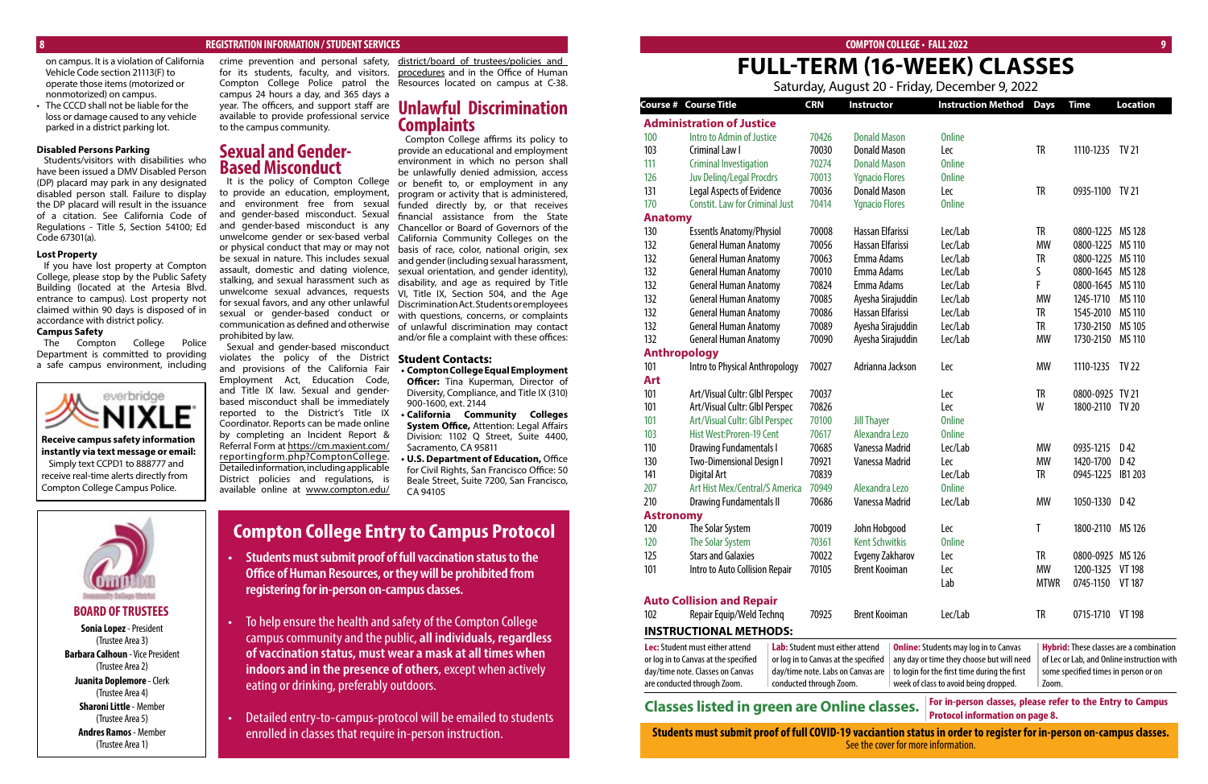on campus. It is a violation of California Vehicle Code section 21113(F) to operate those items (motorized or nonmotorized) on campus.

- The CCCD shall not be liable for the loss or damage caused to any vehicle parked in a district parking lot.

### Disabled Persons Parking

Students/visitors with disabilities who have been issued a DMV Disabled Person (DP) placard may park in any designated disabled person stall. Failure to display the DP placard will result in the issuance of a citation. See California Code of Regulations - Title 5, Section 54100; Ed Code 67301(a).

### Lost Property

If you have lost property at Compton College, please stop by the Public Safety Building (located at the Artesia Blvd. entrance to campus). Lost property not claimed within 90 days is disposed of in accordance with district policy.

### Campus Safety

The Compton College Police Department is committed to providing a safe campus environment, including crime prevention and personal safety, for its students, faculty, and visitors. Compton College Police patrol the campus 24 hours a day, and 365 days a year. The officers, and support staff are available to provide professional service to the campus community.

**everbridge NIXLE**

**Receive campus safety information instantly via text message or email:** Simply text CCPD1 to 888777 and receive real-time alerts directly from Compton College Campus Police.

## Sexual and Gender-Based Misconduct

It is the policy of Compton College to provide an education, employment, and environment free from sexual and gender-based misconduct. Sexual and gender-based misconduct is any unwelcome gender or sex-based verbal or physical conduct that may or may not be sexual in nature. This includes sexual assault, domestic and dating violence, stalking, and sexual harassment such as unwelcome sexual advances, requests for sexual favors, and any other unlawful sexual or gender-based conduct or communication as defined and otherwise prohibited by law.

Sexual and gender-based misconduct violates the policy of the District and provisions of the California Fair Employment Act, Education Code, and Title IX law. Sexual and gender-based misconduct shall be immediately reported to the District's Title IX Coordinator. Reports can be made online by completing an Incident Report & Referral Form at https://cm.maxient.com/reportingform.php?ComptonCollege. Detailed information, including applicable District policies and regulations, is available online at www.compton.edu/district/board_of_trustees/policies_and_procedures and in the Office of Human Resources located on campus at C-38.

## Unlawful Discrimination Complaints

Compton College affirms its policy to provide an educational and employment environment in which no person shall be unlawfully denied admission, access or benefit to, or employment in any program or activity that is administered, funded directly by, or that receives financial assistance from the State Chancellor or Board of Governors of the California Community Colleges on the basis of race, color, national origin, sex and gender (including sexual harassment, sexual orientation, and gender identity), disability, and age as required by Title VI, Title IX, Section 504, and the Age Discrimination Act. Students or employees with questions, concerns, or complaints of unlawful discrimination may contact and/or file a complaint with these offices:

### Student Contacts:

- **Compton College Equal Employment Officer:** Tina Kuperman, Director of Diversity, Compliance, and Title IX (310) 900-1600, ext. 2144
- **California Community Colleges System Office,** Attention: Legal Affairs Division: 1102 Q Street, Suite 4400, Sacramento, CA 95811
- **U.S. Department of Education,** Office for Civil Rights, San Francisco Office: 50 Beale Street, Suite 7200, San Francisco, CA 94105

### BOARD OF TRUSTEES

**Sonia Lopez** - President (Trustee Area 3)
**Barbara Calhoun** - Vice President (Trustee Area 2)
**Juanita Doplemore** - Clerk (Trustee Area 4)
**Sharoni Little** - Member (Trustee Area 5)
**Andres Ramos** - Member (Trustee Area 1)

## Compton College Entry to Campus Protocol

- **Students must submit proof of full vaccination status to the Office of Human Resources, or they will be prohibited from registering for in-person on-campus classes.**
- To help ensure the health and safety of the Compton College campus community and the public, **all individuals, regardless of vaccination status, must wear a mask at all times when indoors and in the presence of others**, except when actively eating or drinking, preferably outdoors.
- Detailed entry-to-campus-protocol will be emailed to students enrolled in classes that require in-person instruction.

# FULL-TERM (16-WEEK) CLASSES

Saturday, August 20 - Friday, December 9, 2022

| Course # | Course Title | CRN | Instructor | Instruction Method | Days | Time | Location |
|---|---|---|---|---|---|---|---|
| **Administration of Justice** | | | | | | | |
| 100 | Intro to Admin of Justice | 70426 | Donald Mason | Online | | | |
| 103 | Criminal Law I | 70030 | Donald Mason | Lec | TR | 1110-1235 | TV 21 |
| 111 | Criminal Investigation | 70274 | Donald Mason | Online | | | |
| 126 | Juv Delinq/Legal Procdrs | 70013 | Ygnacio Flores | Online | | | |
| 131 | Legal Aspects of Evidence | 70036 | Donald Mason | Lec | TR | 0935-1100 | TV 21 |
| 170 | Constit. Law for Criminal Just | 70414 | Ygnacio Flores | Online | | | |
| **Anatomy** | | | | | | | |
| 130 | Essentls Anatomy/Physiol | 70008 | Hassan Elfarissi | Lec/Lab | TR | 0800-1225 | MS 128 |
| 132 | General Human Anatomy | 70056 | Hassan Elfarissi | Lec/Lab | MW | 0800-1225 | MS 110 |
| 132 | General Human Anatomy | 70063 | Emma Adams | Lec/Lab | TR | 0800-1225 | MS 110 |
| 132 | General Human Anatomy | 70010 | Emma Adams | Lec/Lab | S | 0800-1645 | MS 128 |
| 132 | General Human Anatomy | 70824 | Emma Adams | Lec/Lab | F | 0800-1645 | MS 110 |
| 132 | General Human Anatomy | 70085 | Ayesha Sirajuddin | Lec/Lab | MW | 1245-1710 | MS 110 |
| 132 | General Human Anatomy | 70086 | Hassan Elfarissi | Lec/Lab | TR | 1545-2010 | MS 110 |
| 132 | General Human Anatomy | 70089 | Ayesha Sirajuddin | Lec/Lab | TR | 1730-2150 | MS 105 |
| 132 | General Human Anatomy | 70090 | Ayesha Sirajuddin | Lec/Lab | MW | 1730-2150 | MS 110 |
| **Anthropology** | | | | | | | |
| 101 | Intro to Physical Anthropology | 70027 | Adrianna Jackson | Lec | MW | 1110-1235 | TV 22 |
| **Art** | | | | | | | |
| 101 | Art/Visual Cultr: Glbl Perspec | 70037 | | Lec | TR | 0800-0925 | TV 21 |
| 101 | Art/Visual Cultr: Glbl Perspec | 70826 | | Lec | W | 1800-2110 | TV 20 |
| 101 | Art/Visual Cultr: Glbl Perspec | 70100 | Jill Thayer | Online | | | |
| 103 | Hist West:Proren-19 Cent | 70617 | Alexandra Lezo | Online | | | |
| 110 | Drawing Fundamentals I | 70685 | Vanessa Madrid | Lec/Lab | MW | 0935-1215 | D 42 |
| 130 | Two-Dimensional Design I | 70921 | Vanessa Madrid | Lec | MW | 1420-1700 | D 42 |
| 141 | Digital Art | 70839 | | Lec/Lab | TR | 0945-1225 | IBI 203 |
| 207 | Art Hist Mex/Central/S America | 70949 | Alexandra Lezo | Online | | | |
| 210 | Drawing Fundamentals II | 70686 | Vanessa Madrid | Lec/Lab | MW | 1050-1330 | D 42 |
| **Astronomy** | | | | | | | |
| 120 | The Solar System | 70019 | John Hobgood | Lec | T | 1800-2110 | MS 126 |
| 120 | The Solar System | 70361 | Kent Schwitkis | Online | | | |
| 125 | Stars and Galaxies | 70022 | Evgeny Zakharov | Lec | TR | 0800-0925 | MS 126 |
| 101 | Intro to Auto Collision Repair | 70105 | Brent Kooiman | Lec | MW | 1200-1325 | VT 198 |
| | | | | Lab | MTWR | 0745-1150 | VT 187 |
| **Auto Collision and Repair** | | | | | | | |
| 102 | Repair Equip/Weld Technq | 70925 | Brent Kooiman | Lec/Lab | TR | 0715-1710 | VT 198 |

### INSTRUCTIONAL METHODS:

**Lec:** Student must either attend or log in to Canvas at the specified day/time note. Classes on Canvas are conducted through Zoom.

**Lab:** Student must either attend or log in to Canvas at the specified day/time note. Labs on Canvas are conducted through Zoom.

**Online:** Students may log in to Canvas any day or time they choose but will need to login for the first time during the first week of class to avoid being dropped.

**Hybrid:** These classes are a combination of Lec or Lab, and Online instruction with some specified times in person or on Zoom.

**Classes listed in green are Online classes.** **For in-person classes, please refer to the Entry to Campus Protocol information on page 8.**

**Students must submit proof of full COVID-19 vacciantion status in order to register for in-person on-campus classes.** See the cover for more information.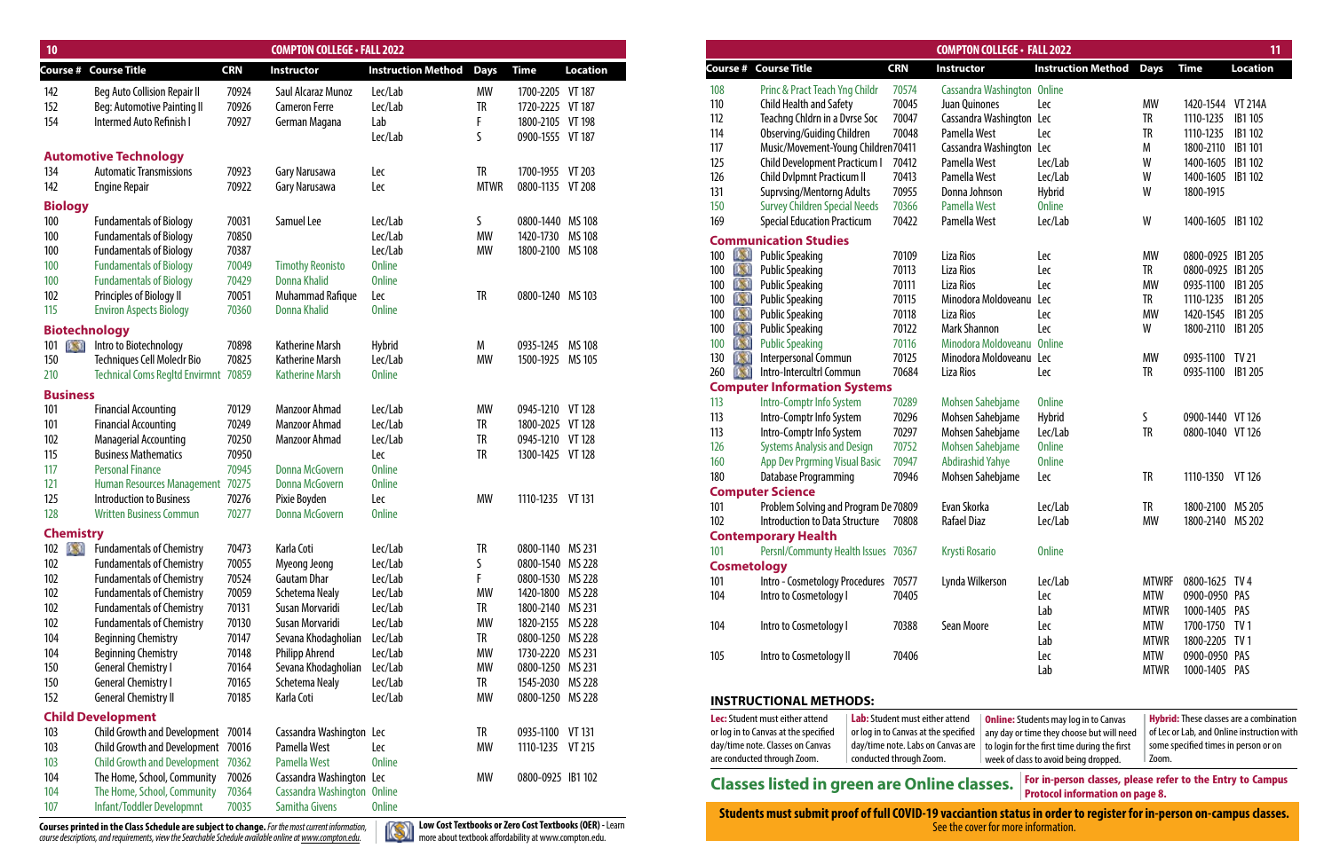## COMPTON COLLEGE • FALL 2022

| Course # | Course Title | CRN | Instructor | Instruction Method | Days | Time | Location |
|---|---|---|---|---|---|---|---|
| 142 | Beg Auto Collision Repair II | 70924 | Saul Alcaraz Munoz | Lec/Lab | MW | 1700-2205 | VT 187 |
| 152 | Beg: Automotive Painting II | 70926 | Cameron Ferre | Lec/Lab | TR | 1720-2225 | VT 187 |
| 154 | Intermed Auto Refinish I | 70927 | German Magana | Lab | F | 1800-2105 | VT 198 |
| | | | | Lec/Lab | S | 0900-1555 | VT 187 |

### Automotive Technology

| Course # | Course Title | CRN | Instructor | Instruction Method | Days | Time | Location |
|---|---|---|---|---|---|---|---|
| 134 | Automatic Transmissions | 70923 | Gary Narusawa | Lec | TR | 1700-1955 | VT 203 |
| 142 | Engine Repair | 70922 | Gary Narusawa | Lec | MTWR | 0800-1135 | VT 208 |

### Biology

| Course # | Course Title | CRN | Instructor | Instruction Method | Days | Time | Location |
|---|---|---|---|---|---|---|---|
| 100 | Fundamentals of Biology | 70031 | Samuel Lee | Lec/Lab | S | 0800-1440 | MS 108 |
| 100 | Fundamentals of Biology | 70850 | | Lec/Lab | MW | 1420-1730 | MS 108 |
| 100 | Fundamentals of Biology | 70387 | | Lec/Lab | MW | 1800-2100 | MS 108 |
| 100 | Fundamentals of Biology | 70049 | Timothy Reonisto | Online | | | |
| 100 | Fundamentals of Biology | 70429 | Donna Khalid | Online | | | |
| 102 | Principles of Biology II | 70051 | Muhammad Rafique | Lec | TR | 0800-1240 | MS 103 |
| 115 | Environ Aspects Biology | 70360 | Donna Khalid | Online | | | |

### Biotechnology

| Course # | Course Title | CRN | Instructor | Instruction Method | Days | Time | Location |
|---|---|---|---|---|---|---|---|
| 101 | Intro to Biotechnology | 70898 | Katherine Marsh | Hybrid | M | 0935-1245 | MS 108 |
| 150 | Techniques Cell Moleclr Bio | 70825 | Katherine Marsh | Lec/Lab | MW | 1500-1925 | MS 105 |
| 210 | Technical Coms Regltd Envirmnt | 70859 | Katherine Marsh | Online | | | |

### Business

| Course # | Course Title | CRN | Instructor | Instruction Method | Days | Time | Location |
|---|---|---|---|---|---|---|---|
| 101 | Financial Accounting | 70129 | Manzoor Ahmad | Lec/Lab | MW | 0945-1210 | VT 128 |
| 101 | Financial Accounting | 70249 | Manzoor Ahmad | Lec/Lab | TR | 1800-2025 | VT 128 |
| 102 | Managerial Accounting | 70250 | Manzoor Ahmad | Lec/Lab | TR | 0945-1210 | VT 128 |
| 115 | Business Mathematics | 70950 | | Lec | TR | 1300-1425 | VT 128 |
| 117 | Personal Finance | 70945 | Donna McGovern | Online | | | |
| 121 | Human Resources Management | 70275 | Donna McGovern | Online | | | |
| 125 | Introduction to Business | 70276 | Pixie Boyden | Lec | MW | 1110-1235 | VT 131 |
| 128 | Written Business Commun | 70277 | Donna McGovern | Online | | | |

### Chemistry

| Course # | Course Title | CRN | Instructor | Instruction Method | Days | Time | Location |
|---|---|---|---|---|---|---|---|
| 102 | Fundamentals of Chemistry | 70473 | Karla Coti | Lec/Lab | TR | 0800-1140 | MS 231 |
| 102 | Fundamentals of Chemistry | 70055 | Myeong Jeong | Lec/Lab | S | 0800-1540 | MS 228 |
| 102 | Fundamentals of Chemistry | 70524 | Gautam Dhar | Lec/Lab | F | 0800-1530 | MS 228 |
| 102 | Fundamentals of Chemistry | 70059 | Schetema Nealy | Lec/Lab | MW | 1420-1800 | MS 228 |
| 102 | Fundamentals of Chemistry | 70131 | Susan Morvaridi | Lec/Lab | TR | 1800-2140 | MS 231 |
| 102 | Fundamentals of Chemistry | 70130 | Susan Morvaridi | Lec/Lab | MW | 1820-2155 | MS 228 |
| 104 | Beginning Chemistry | 70147 | Sevana Khodagholian | Lec/Lab | TR | 0800-1250 | MS 228 |
| 104 | Beginning Chemistry | 70148 | Philipp Ahrend | Lec/Lab | MW | 1730-2220 | MS 231 |
| 150 | General Chemistry I | 70164 | Sevana Khodagholian | Lec/Lab | MW | 0800-1250 | MS 231 |
| 150 | General Chemistry I | 70165 | Schetema Nealy | Lec/Lab | TR | 1545-2030 | MS 228 |
| 152 | General Chemistry II | 70185 | Karla Coti | Lec/Lab | MW | 0800-1250 | MS 228 |

### Child Development

| Course # | Course Title | CRN | Instructor | Instruction Method | Days | Time | Location |
|---|---|---|---|---|---|---|---|
| 103 | Child Growth and Development | 70014 | Cassandra Washington | Lec | TR | 0935-1100 | VT 131 |
| 103 | Child Growth and Development | 70016 | Pamella West | Lec | MW | 1110-1235 | VT 215 |
| 103 | Child Growth and Development | 70362 | Pamella West | Online | | | |
| 104 | The Home, School, Community | 70026 | Cassandra Washington | Lec | MW | 0800-0925 | IB1 102 |
| 104 | The Home, School, Community | 70364 | Cassandra Washington | Online | | | |
| 107 | Infant/Toddler Developmnt | 70035 | Samitha Givens | Online | | | |
| 108 | Princ & Pract Teach Yng Childr | 70574 | Cassandra Washington | Online | | | |
| 110 | Child Health and Safety | 70045 | Juan Quinones | Lec | MW | 1420-1544 | VT 214A |
| 112 | Teachng Chldrn in a Dvrse Soc | 70047 | Cassandra Washington | Lec | TR | 1110-1235 | IB1 105 |
| 114 | Observing/Guiding Children | 70048 | Pamella West | Lec | TR | 1110-1235 | IB1 102 |
| 117 | Music/Movement-Young Children | 70411 | Cassandra Washington | Lec | M | 1800-2110 | IB1 101 |
| 125 | Child Development Practicum I | 70412 | Pamella West | Lec/Lab | W | 1400-1605 | IB1 102 |
| 126 | Child Dvlpmnt Practicum II | 70413 | Pamella West | Lec/Lab | W | 1400-1605 | IB1 102 |
| 131 | Suprvsing/Mentorng Adults | 70955 | Donna Johnson | Hybrid | W | 1800-1915 | |
| 150 | Survey Children Special Needs | 70366 | Pamella West | Online | | | |
| 169 | Special Education Practicum | 70422 | Pamella West | Lec/Lab | W | 1400-1605 | IB1 102 |

### Communication Studies

| Course # | Course Title | CRN | Instructor | Instruction Method | Days | Time | Location |
|---|---|---|---|---|---|---|---|
| 100 | Public Speaking | 70109 | Liza Rios | Lec | MW | 0800-0925 | IB1 205 |
| 100 | Public Speaking | 70113 | Liza Rios | Lec | TR | 0800-0925 | IB1 205 |
| 100 | Public Speaking | 70111 | Liza Rios | Lec | MW | 0935-1100 | IB1 205 |
| 100 | Public Speaking | 70115 | Minodora Moldoveanu | Lec | TR | 1110-1235 | IB1 205 |
| 100 | Public Speaking | 70118 | Liza Rios | Lec | MW | 1420-1545 | IB1 205 |
| 100 | Public Speaking | 70122 | Mark Shannon | Lec | W | 1800-2110 | IB1 205 |
| 100 | Public Speaking | 70116 | Minodora Moldoveanu | Online | | | |
| 130 | Interpersonal Commun | 70125 | Minodora Moldoveanu | Lec | MW | 0935-1100 | TV 21 |
| 260 | Intro-Intercultrl Commun | 70684 | Liza Rios | Lec | TR | 0935-1100 | IB1 205 |

### Computer Information Systems

| Course # | Course Title | CRN | Instructor | Instruction Method | Days | Time | Location |
|---|---|---|---|---|---|---|---|
| 113 | Intro-Comptr Info System | 70289 | Mohsen Sahebjame | Online | | | |
| 113 | Intro-Comptr Info System | 70296 | Mohsen Sahebjame | Hybrid | S | 0900-1440 | VT 126 |
| 113 | Intro-Comptr Info System | 70297 | Mohsen Sahebjame | Lec/Lab | TR | 0800-1040 | VT 126 |
| 126 | Systems Analysis and Design | 70752 | Mohsen Sahebjame | Online | | | |
| 160 | App Dev Prgrming Visual Basic | 70947 | Abdirashid Yahye | Online | | | |
| 180 | Database Programming | 70946 | Mohsen Sahebjame | Lec | TR | 1110-1350 | VT 126 |

### Computer Science

| Course # | Course Title | CRN | Instructor | Instruction Method | Days | Time | Location |
|---|---|---|---|---|---|---|---|
| 101 | Problem Solving and Program De | 70809 | Evan Skorka | Lec/Lab | TR | 1800-2100 | MS 205 |
| 102 | Introduction to Data Structure | 70808 | Rafael Diaz | Lec/Lab | MW | 1800-2140 | MS 202 |

### Contemporary Health

| Course # | Course Title | CRN | Instructor | Instruction Method | Days | Time | Location |
|---|---|---|---|---|---|---|---|
| 101 | Persnl/Communty Health Issues | 70367 | Krysti Rosario | Online | | | |

### Cosmetology

| Course # | Course Title | CRN | Instructor | Instruction Method | Days | Time | Location |
|---|---|---|---|---|---|---|---|
| 101 | Intro - Cosmetology Procedures | 70577 | Lynda Wilkerson | Lec/Lab | MTWRF | 0800-1625 | TV 4 |
| 104 | Intro to Cosmetology I | 70405 | | Lec | MTW | 0900-0950 | PAS |
| | | | | Lab | MTWR | 1000-1405 | PAS |
| 104 | Intro to Cosmetology I | 70388 | Sean Moore | Lec | MTW | 1700-1750 | TV 1 |
| | | | | Lab | MTWR | 1800-2205 | TV 1 |
| 105 | Intro to Cosmetology II | 70406 | | Lec | MTW | 0900-0950 | PAS |
| | | | | Lab | MTWR | 1000-1405 | PAS |

### INSTRUCTIONAL METHODS:

**Lec:** Student must either attend or log in to Canvas at the specified day/time note. Classes on Canvas are conducted through Zoom.

**Lab:** Student must either attend or log in to Canvas at the specified day/time note. Labs on Canvas are conducted through Zoom.

**Online:** Students may log in to Canvas any day or time they choose but will need to login for the first time during the first week of class to avoid being dropped.

**Hybrid:** These classes are a combination of Lec or Lab, and Online instruction with some specified times in person or on Zoom.

**Classes listed in green are Online classes.**

**For in-person classes, please refer to the Entry to Campus Protocol information on page 8.**

**Students must submit proof of full COVID-19 vacciantion status in order to register for in-person on-campus classes.** See the cover for more information.

**Courses printed in the Class Schedule are subject to change.** *For the most current information, course descriptions, and requirements, view the Searchable Schedule available online at www.compton.edu.*

**Low Cost Textbooks or Zero Cost Textbooks (OER)** - Learn more about textbook affordability at www.compton.edu.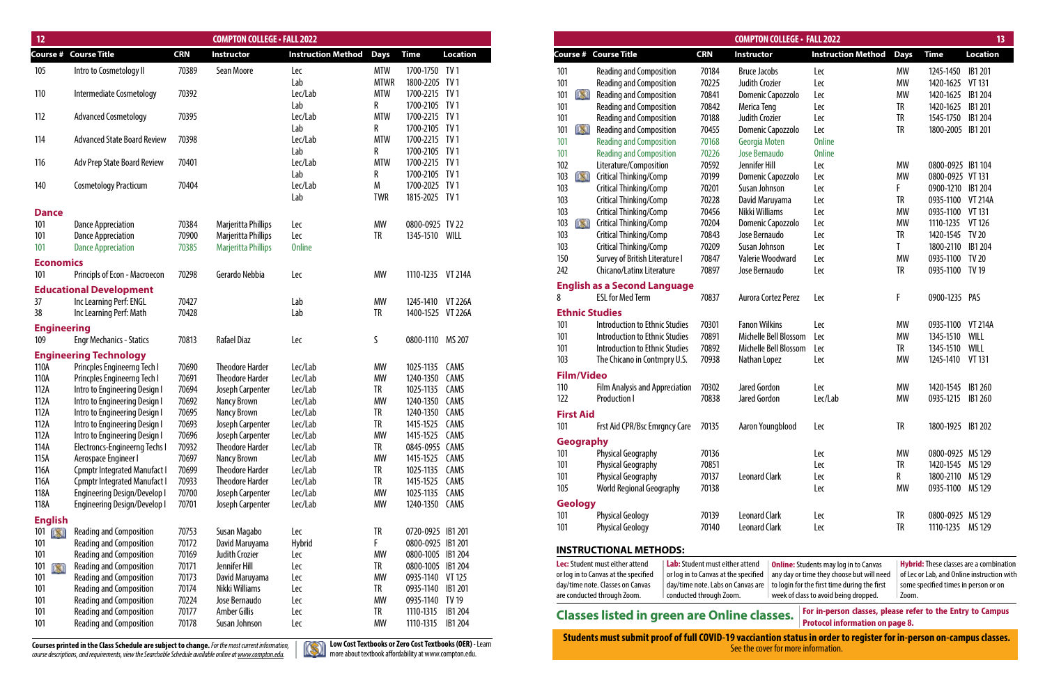| Course # | Course Title | CRN | Instructor | Instruction Method | Days | Time | Location |
|---|---|---|---|---|---|---|---|
| 105 | Intro to Cosmetology II | 70389 | Sean Moore | Lec | MTW | 1700-1750 | TV 1 |
| | | | | Lab | MTWR | 1800-2205 | TV 1 |
| 110 | Intermediate Cosmetology | 70392 | | Lec/Lab | MTW | 1700-2215 | TV 1 |
| | | | | Lab | R | 1700-2105 | TV 1 |
| 112 | Advanced Cosmetology | 70395 | | Lec/Lab | MTW | 1700-2215 | TV 1 |
| | | | | Lab | R | 1700-2105 | TV 1 |
| 114 | Advanced State Board Review | 70398 | | Lec/Lab | MTW | 1700-2215 | TV 1 |
| | | | | Lab | R | 1700-2105 | TV 1 |
| 116 | Adv Prep State Board Review | 70401 | | Lec/Lab | MTW | 1700-2215 | TV 1 |
| | | | | Lab | R | 1700-2105 | TV 1 |
| 140 | Cosmetology Practicum | 70404 | | Lec/Lab | M | 1700-2025 | TV 1 |
| | | | | Lab | TWR | 1815-2025 | TV 1 |

## Dance

| Course # | Course Title | CRN | Instructor | Instruction Method | Days | Time | Location |
|---|---|---|---|---|---|---|---|
| 101 | Dance Appreciation | 70384 | Marjeritta Phillips | Lec | MW | 0800-0925 | TV 22 |
| 101 | Dance Appreciation | 70900 | Marjeritta Phillips | Lec | TR | 1345-1510 | WILL |
| 101 | Dance Appreciation | 70385 | Marjeritta Phillips | Online | | | |

## Economics

| Course # | Course Title | CRN | Instructor | Instruction Method | Days | Time | Location |
|---|---|---|---|---|---|---|---|
| 101 | Principls of Econ - Macroecon | 70298 | Gerardo Nebbia | Lec | MW | 1110-1235 | VT 214A |

## Educational Development

| Course # | Course Title | CRN | Instructor | Instruction Method | Days | Time | Location |
|---|---|---|---|---|---|---|---|
| 37 | Inc Learning Perf: ENGL | 70427 | | Lab | MW | 1245-1410 | VT 226A |
| 38 | Inc Learning Perf: Math | 70428 | | Lab | TR | 1400-1525 | VT 226A |

## Engineering

| Course # | Course Title | CRN | Instructor | Instruction Method | Days | Time | Location |
|---|---|---|---|---|---|---|---|
| 109 | Engr Mechanics - Statics | 70813 | Rafael Diaz | Lec | S | 0800-1110 | MS 207 |

## Engineering Technology

| Course # | Course Title | CRN | Instructor | Instruction Method | Days | Time | Location |
|---|---|---|---|---|---|---|---|
| 110A | Princples Engineerng Tech I | 70690 | Theodore Harder | Lec/Lab | MW | 1025-1135 | CAMS |
| 110A | Princples Engineerng Tech I | 70691 | Theodore Harder | Lec/Lab | MW | 1240-1350 | CAMS |
| 112A | Intro to Engineering Design I | 70694 | Joseph Carpenter | Lec/Lab | TR | 1025-1135 | CAMS |
| 112A | Intro to Engineering Design I | 70692 | Nancy Brown | Lec/Lab | MW | 1240-1350 | CAMS |
| 112A | Intro to Engineering Design I | 70695 | Nancy Brown | Lec/Lab | TR | 1240-1350 | CAMS |
| 112A | Intro to Engineering Design I | 70693 | Joseph Carpenter | Lec/Lab | TR | 1415-1525 | CAMS |
| 112A | Intro to Engineering Design I | 70696 | Joseph Carpenter | Lec/Lab | MW | 1415-1525 | CAMS |
| 114A | Electroncs-Engineerng Techs I | 70932 | Theodore Harder | Lec/Lab | TR | 0845-0955 | CAMS |
| 115A | Aerospace Engineer I | 70697 | Nancy Brown | Lec/Lab | MW | 1415-1525 | CAMS |
| 116A | Cpmptr Integrated Manufact I | 70699 | Theodore Harder | Lec/Lab | TR | 1025-1135 | CAMS |
| 116A | Cpmptr Integrated Manufact I | 70933 | Theodore Harder | Lec/Lab | TR | 1415-1525 | CAMS |
| 118A | Engineering Design/Develop I | 70700 | Joseph Carpenter | Lec/Lab | MW | 1025-1135 | CAMS |
| 118A | Engineering Design/Develop I | 70701 | Joseph Carpenter | Lec/Lab | MW | 1240-1350 | CAMS |

## English

| Course # | Course Title | CRN | Instructor | Instruction Method | Days | Time | Location |
|---|---|---|---|---|---|---|---|
| 101 (Low Cost) | Reading and Composition | 70753 | Susan Magabo | Lec | TR | 0720-0925 | IB1 201 |
| 101 | Reading and Composition | 70172 | David Maruyama | Hybrid | F | 0800-0925 | IB1 201 |
| 101 | Reading and Composition | 70169 | Judith Crozier | Lec | MW | 0800-1005 | IB1 204 |
| 101 (Low Cost) | Reading and Composition | 70171 | Jennifer Hill | Lec | TR | 0800-1005 | IB1 204 |
| 101 | Reading and Composition | 70173 | David Maruyama | Lec | MW | 0935-1140 | VT 125 |
| 101 | Reading and Composition | 70174 | Nikki Williams | Lec | TR | 0935-1140 | IB1 201 |
| 101 | Reading and Composition | 70224 | Jose Bernaudo | Lec | MW | 0935-1140 | TV 19 |
| 101 | Reading and Composition | 70177 | Amber Gillis | Lec | TR | 1110-1315 | IB1 204 |
| 101 | Reading and Composition | 70178 | Susan Johnson | Lec | MW | 1110-1315 | IB1 204 |
| 101 | Reading and Composition | 70184 | Bruce Jacobs | Lec | MW | 1245-1450 | IB1 201 |
| 101 | Reading and Composition | 70225 | Judith Crozier | Lec | MW | 1420-1625 | VT 131 |
| 101 (Low Cost) | Reading and Composition | 70841 | Domenic Capozzolo | Lec | MW | 1420-1625 | IB1 204 |
| 101 | Reading and Composition | 70842 | Merica Teng | Lec | TR | 1420-1625 | IB1 201 |
| 101 | Reading and Composition | 70188 | Judith Crozier | Lec | TR | 1545-1750 | IB1 204 |
| 101 (Low Cost) | Reading and Composition | 70455 | Domenic Capozzolo | Lec | TR | 1800-2005 | IB1 201 |
| 101 | Reading and Composition | 70168 | Georgia Moten | Online | | | |
| 101 | Reading and Composition | 70226 | Jose Bernaudo | Online | | | |
| 102 | Literature/Composition | 70592 | Jennifer Hill | Lec | MW | 0800-0925 | IB1 104 |
| 103 (Low Cost) | Critical Thinking/Comp | 70199 | Domenic Capozzolo | Lec | MW | 0800-0925 | VT 131 |
| 103 | Critical Thinking/Comp | 70201 | Susan Johnson | Lec | F | 0900-1210 | IB1 204 |
| 103 | Critical Thinking/Comp | 70228 | David Maruyama | Lec | TR | 0935-1100 | VT 214A |
| 103 | Critical Thinking/Comp | 70456 | Nikki Williams | Lec | MW | 0935-1100 | VT 131 |
| 103 (Low Cost) | Critical Thinking/Comp | 70204 | Domenic Capozzolo | Lec | MW | 1110-1235 | VT 126 |
| 103 | Critical Thinking/Comp | 70843 | Jose Bernaudo | Lec | TR | 1420-1545 | TV 20 |
| 103 | Critical Thinking/Comp | 70209 | Susan Johnson | Lec | T | 1800-2110 | IB1 204 |
| 150 | Survey of British Literature I | 70847 | Valerie Woodward | Lec | MW | 0935-1100 | TV 20 |
| 242 | Chicano/Latinx Literature | 70897 | Jose Bernaudo | Lec | TR | 0935-1100 | TV 19 |

## English as a Second Language

| Course # | Course Title | CRN | Instructor | Instruction Method | Days | Time | Location |
|---|---|---|---|---|---|---|---|
| 8 | ESL for Med Term | 70837 | Aurora Cortez Perez | Lec | F | 0900-1235 | PAS |

## Ethnic Studies

| Course # | Course Title | CRN | Instructor | Instruction Method | Days | Time | Location |
|---|---|---|---|---|---|---|---|
| 101 | Introduction to Ethnic Studies | 70301 | Fanon Wilkins | Lec | MW | 0935-1100 | VT 214A |
| 101 | Introduction to Ethnic Studies | 70891 | Michelle Bell Blossom | Lec | MW | 1345-1510 | WILL |
| 101 | Introduction to Ethnic Studies | 70892 | Michelle Bell Blossom | Lec | TR | 1345-1510 | WILL |
| 103 | The Chicano in Contmpry U.S. | 70938 | Nathan Lopez | Lec | MW | 1245-1410 | VT 131 |

## Film/Video

| Course # | Course Title | CRN | Instructor | Instruction Method | Days | Time | Location |
|---|---|---|---|---|---|---|---|
| 110 | Film Analysis and Appreciation | 70302 | Jared Gordon | Lec | MW | 1420-1545 | IB1 260 |
| 122 | Production I | 70838 | Jared Gordon | Lec/Lab | MW | 0935-1215 | IB1 260 |

## First Aid

| Course # | Course Title | CRN | Instructor | Instruction Method | Days | Time | Location |
|---|---|---|---|---|---|---|---|
| 101 | Frst Aid CPR/Bsc Emrgncy Care | 70135 | Aaron Youngblood | Lec | TR | 1800-1925 | IB1 202 |

## Geography

| Course # | Course Title | CRN | Instructor | Instruction Method | Days | Time | Location |
|---|---|---|---|---|---|---|---|
| 101 | Physical Geography | 70136 | | Lec | MW | 0800-0925 | MS 129 |
| 101 | Physical Geography | 70851 | | Lec | TR | 1420-1545 | MS 129 |
| 101 | Physical Geography | 70137 | Leonard Clark | Lec | R | 1800-2110 | MS 129 |
| 105 | World Regional Geography | 70138 | | Lec | MW | 0935-1100 | MS 129 |

## Geology

| Course # | Course Title | CRN | Instructor | Instruction Method | Days | Time | Location |
|---|---|---|---|---|---|---|---|
| 101 | Physical Geology | 70139 | Leonard Clark | Lec | TR | 0800-0925 | MS 129 |
| 101 | Physical Geology | 70140 | Leonard Clark | Lec | TR | 1110-1235 | MS 129 |

## INSTRUCTIONAL METHODS:

**Lec:** Student must either attend or log in to Canvas at the specified day/time note. Classes on Canvas are conducted through Zoom.

**Lab:** Student must either attend or log in to Canvas at the specified day/time note. Labs on Canvas are conducted through Zoom.

**Online:** Students may log in to Canvas any day or time they choose but will need to login for the first time during the first week of class to avoid being dropped.

**Hybrid:** These classes are a combination of Lec or Lab, and Online instruction with some specified times in person or on Zoom.

**Classes listed in green are Online classes.**

**For in-person classes, please refer to the Entry to Campus Protocol information on page 8.**

**Students must submit proof of full COVID-19 vacciantion status in order to register for in-person on-campus classes.** See the cover for more information.

**Courses printed in the Class Schedule are subject to change.** *For the most current information, course descriptions, and requirements, view the Searchable Schedule available online at www.compton.edu.*

**Low Cost Textbooks or Zero Cost Textbooks (OER)** - Learn more about textbook affordability at www.compton.edu.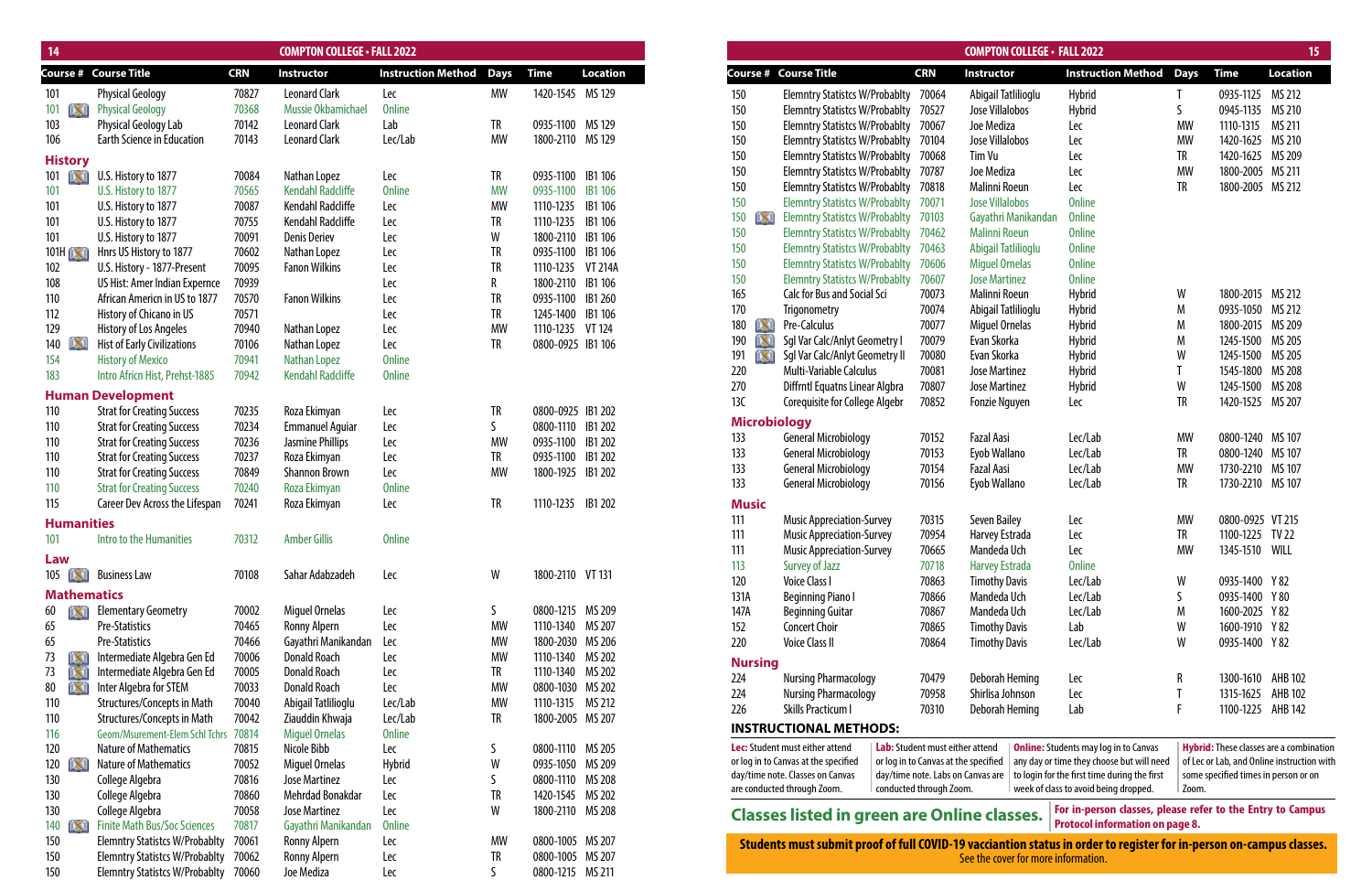| Course # | Course Title | CRN | Instructor | Instruction Method | Days | Time | Location |
|---|---|---|---|---|---|---|---|
| 101 | Physical Geology | 70827 | Leonard Clark | Lec | MW | 1420-1545 | MS 129 |
| 101 | Physical Geology | 70368 | Mussie Okbamichael | Online | | | |
| 103 | Physical Geology Lab | 70142 | Leonard Clark | Lab | TR | 0935-1100 | MS 129 |
| 106 | Earth Science in Education | 70143 | Leonard Clark | Lec/Lab | MW | 1800-2110 | MS 129 |
| **History** | | | | | | | |
| 101 | U.S. History to 1877 | 70084 | Nathan Lopez | Lec | TR | 0935-1100 | IB1 106 |
| 101 | U.S. History to 1877 | 70565 | Kendahl Radcliffe | Online | MW | 0935-1100 | IB1 106 |
| 101 | U.S. History to 1877 | 70087 | Kendahl Radcliffe | Lec | MW | 1110-1235 | IB1 106 |
| 101 | U.S. History to 1877 | 70755 | Kendahl Radcliffe | Lec | TR | 1110-1235 | IB1 106 |
| 101 | U.S. History to 1877 | 70091 | Denis Deriev | Lec | W | 1800-2110 | IB1 106 |
| 101H | Hnrs US History to 1877 | 70602 | Nathan Lopez | Lec | TR | 0935-1100 | IB1 106 |
| 102 | U.S. History - 1877-Present | 70095 | Fanon Wilkins | Lec | TR | 1110-1235 | VT 214A |
| 108 | US Hist: Amer Indian Expernce | 70939 | | Lec | R | 1800-2110 | IB1 106 |
| 110 | African Americn in US to 1877 | 70570 | Fanon Wilkins | Lec | TR | 0935-1100 | IB1 260 |
| 112 | History of Chicano in US | 70571 | | Lec | TR | 1245-1400 | IB1 106 |
| 129 | History of Los Angeles | 70940 | Nathan Lopez | Lec | MW | 1110-1235 | VT 124 |
| 140 | Hist of Early Civilizations | 70106 | Nathan Lopez | Lec | TR | 0800-0925 | IB1 106 |
| 154 | History of Mexico | 70941 | Nathan Lopez | Online | | | |
| 183 | Intro Africn Hist, Prehst-1885 | 70942 | Kendahl Radcliffe | Online | | | |
| **Human Development** | | | | | | | |
| 110 | Strat for Creating Success | 70235 | Roza Ekimyan | Lec | TR | 0800-0925 | IB1 202 |
| 110 | Strat for Creating Success | 70234 | Emmanuel Aguiar | Lec | S | 0800-1110 | IB1 202 |
| 110 | Strat for Creating Success | 70236 | Jasmine Phillips | Lec | MW | 0935-1100 | IB1 202 |
| 110 | Strat for Creating Success | 70237 | Roza Ekimyan | Lec | TR | 0935-1100 | IB1 202 |
| 110 | Strat for Creating Success | 70849 | Shannon Brown | Lec | MW | 1800-1925 | IB1 202 |
| 110 | Strat for Creating Success | 70240 | Roza Ekimyan | Online | | | |
| 115 | Career Dev Across the Lifespan | 70241 | Roza Ekimyan | Lec | TR | 1110-1235 | IB1 202 |
| **Humanities** | | | | | | | |
| 101 | Intro to the Humanities | 70312 | Amber Gillis | Online | | | |
| **Law** | | | | | | | |
| 105 | Business Law | 70108 | Sahar Adabzadeh | Lec | W | 1800-2110 | VT 131 |
| **Mathematics** | | | | | | | |
| 60 | Elementary Geometry | 70002 | Miguel Ornelas | Lec | S | 0800-1215 | MS 209 |
| 65 | Pre-Statistics | 70465 | Ronny Alpern | Lec | MW | 1110-1340 | MS 207 |
| 65 | Pre-Statistics | 70466 | Gayathri Manikandan | Lec | MW | 1800-2030 | MS 206 |
| 73 | Intermediate Algebra Gen Ed | 70006 | Donald Roach | Lec | MW | 1110-1340 | MS 202 |
| 73 | Intermediate Algebra Gen Ed | 70005 | Donald Roach | Lec | TR | 1110-1340 | MS 202 |
| 80 | Inter Algebra for STEM | 70033 | Donald Roach | Lec | MW | 0800-1030 | MS 202 |
| 110 | Structures/Concepts in Math | 70040 | Abigail Tatliliioglu | Lec/Lab | MW | 1110-1315 | MS 212 |
| 110 | Structures/Concepts in Math | 70042 | Ziauddin Khwaja | Lec/Lab | TR | 1800-2005 | MS 207 |
| 116 | Geom/Msurement-Elem Schl Tchrs | 70814 | Miguel Ornelas | Online | | | |
| 120 | Nature of Mathematics | 70815 | Nicole Bibb | Lec | S | 0800-1110 | MS 205 |
| 120 | Nature of Mathematics | 70052 | Miguel Ornelas | Hybrid | W | 0935-1050 | MS 209 |
| 130 | College Algebra | 70816 | Jose Martinez | Lec | S | 0800-1110 | MS 208 |
| 130 | College Algebra | 70860 | Mehrdad Bonakdar | Lec | TR | 1420-1545 | MS 202 |
| 130 | College Algebra | 70058 | Jose Martinez | Lec | W | 1800-2110 | MS 208 |
| 140 | Finite Math Bus/Soc Sciences | 70817 | Gayathri Manikandan | Online | | | |
| 150 | Elemntry Statistcs W/Probablty | 70061 | Ronny Alpern | Lec | MW | 0800-1005 | MS 207 |
| 150 | Elemntry Statistcs W/Probablty | 70062 | Ronny Alpern | Lec | TR | 0800-1005 | MS 207 |
| 150 | Elemntry Statistcs W/Probablty | 70060 | Joe Mediza | Lec | S | 0800-1215 | MS 211 |
| 150 | Elemntry Statistcs W/Probablty | 70064 | Abigail Tatliliioglu | Hybrid | T | 0935-1125 | MS 212 |
| 150 | Elemntry Statistcs W/Probablty | 70527 | Jose Villalobos | Hybrid | S | 0945-1135 | MS 210 |
| 150 | Elemntry Statistcs W/Probablty | 70067 | Joe Mediza | Lec | MW | 1110-1315 | MS 211 |
| 150 | Elemntry Statistcs W/Probablty | 70104 | Jose Villalobos | Lec | MW | 1420-1625 | MS 210 |
| 150 | Elemntry Statistcs W/Probablty | 70068 | Tim Vu | Lec | TR | 1420-1625 | MS 209 |
| 150 | Elemntry Statistcs W/Probablty | 70787 | Joe Mediza | Lec | MW | 1800-2005 | MS 211 |
| 150 | Elemntry Statistcs W/Probablty | 70818 | Malinni Roeun | Lec | TR | 1800-2005 | MS 212 |
| 150 | Elemntry Statistcs W/Probablty | 70071 | Jose Villalobos | Online | | | |
| 150 | Elemntry Statistcs W/Probablty | 70103 | Gayathri Manikandan | Online | | | |
| 150 | Elemntry Statistcs W/Probablty | 70462 | Malinni Roeun | Online | | | |
| 150 | Elemntry Statistcs W/Probablty | 70463 | Abigail Tatliliioglu | Online | | | |
| 150 | Elemntry Statistcs W/Probablty | 70606 | Miguel Ornelas | Online | | | |
| 150 | Elemntry Statistcs W/Probablty | 70607 | Jose Martinez | Online | | | |
| 165 | Calc for Bus and Social Sci | 70073 | Malinni Roeun | Hybrid | W | 1800-2015 | MS 212 |
| 170 | Trigonometry | 70074 | Abigail Tatliliioglu | Hybrid | M | 0935-1050 | MS 212 |
| 180 | Pre-Calculus | 70077 | Miguel Ornelas | Hybrid | M | 1800-2015 | MS 209 |
| 190 | Sgl Var Calc/Anlyt Geometry I | 70079 | Evan Skorka | Hybrid | M | 1245-1500 | MS 205 |
| 191 | Sgl Var Calc/Anlyt Geometry II | 70080 | Evan Skorka | Hybrid | W | 1245-1500 | MS 205 |
| 220 | Multi-Variable Calculus | 70081 | Jose Martinez | Hybrid | T | 1545-1800 | MS 208 |
| 270 | Diffrntl Equatns Linear Algbra | 70807 | Jose Martinez | Hybrid | W | 1245-1500 | MS 208 |
| 13C | Corequisite for College Algebr | 70852 | Fonzie Nguyen | Lec | TR | 1420-1525 | MS 207 |
| **Microbiology** | | | | | | | |
| 133 | General Microbiology | 70152 | Fazal Aasi | Lec/Lab | MW | 0800-1240 | MS 107 |
| 133 | General Microbiology | 70153 | Eyob Wallano | Lec/Lab | TR | 0800-1240 | MS 107 |
| 133 | General Microbiology | 70154 | Fazal Aasi | Lec/Lab | MW | 1730-2210 | MS 107 |
| 133 | General Microbiology | 70156 | Eyob Wallano | Lec/Lab | TR | 1730-2210 | MS 107 |
| **Music** | | | | | | | |
| 111 | Music Appreciation-Survey | 70315 | Seven Bailey | Lec | MW | 0800-0925 | VT 215 |
| 111 | Music Appreciation-Survey | 70954 | Harvey Estrada | Lec | TR | 1100-1225 | TV 22 |
| 111 | Music Appreciation-Survey | 70665 | Mandeda Uch | Lec | MW | 1345-1510 | WILL |
| 113 | Survey of Jazz | 70718 | Harvey Estrada | Online | | | |
| 120 | Voice Class I | 70863 | Timothy Davis | Lec/Lab | W | 0935-1400 | Y 82 |
| 131A | Beginning Piano I | 70866 | Mandeda Uch | Lec/Lab | S | 0935-1400 | Y 80 |
| 147A | Beginning Guitar | 70867 | Mandeda Uch | Lec/Lab | M | 1600-2025 | Y 82 |
| 152 | Concert Choir | 70865 | Timothy Davis | Lab | W | 1600-1910 | Y 82 |
| 220 | Voice Class II | 70864 | Timothy Davis | Lec/Lab | W | 0935-1400 | Y 82 |
| **Nursing** | | | | | | | |
| 224 | Nursing Pharmacology | 70479 | Deborah Heming | Lec | R | 1300-1610 | AHB 102 |
| 224 | Nursing Pharmacology | 70958 | Shirlisa Johnson | Lec | T | 1315-1625 | AHB 102 |
| 226 | Skills Practicum I | 70310 | Deborah Heming | Lab | F | 1100-1225 | AHB 142 |

### INSTRUCTIONAL METHODS:

**Lec:** Student must either attend or log in to Canvas at the specified day/time note. Classes on Canvas are conducted through Zoom.

**Lab:** Student must either attend or log in to Canvas at the specified day/time note. Labs on Canvas are conducted through Zoom.

**Online:** Students may log in to Canvas any day or time they choose but will need to login for the first time during the first week of class to avoid being dropped.

**Hybrid:** These classes are a combination of Lec or Lab, and Online instruction with some specified times in person or on Zoom.

## Classes listed in green are Online classes.

**For in-person classes, please refer to the Entry to Campus Protocol information on page 8.**

**Students must submit proof of full COVID-19 vacciantion status in order to register for in-person on-campus classes.** See the cover for more information.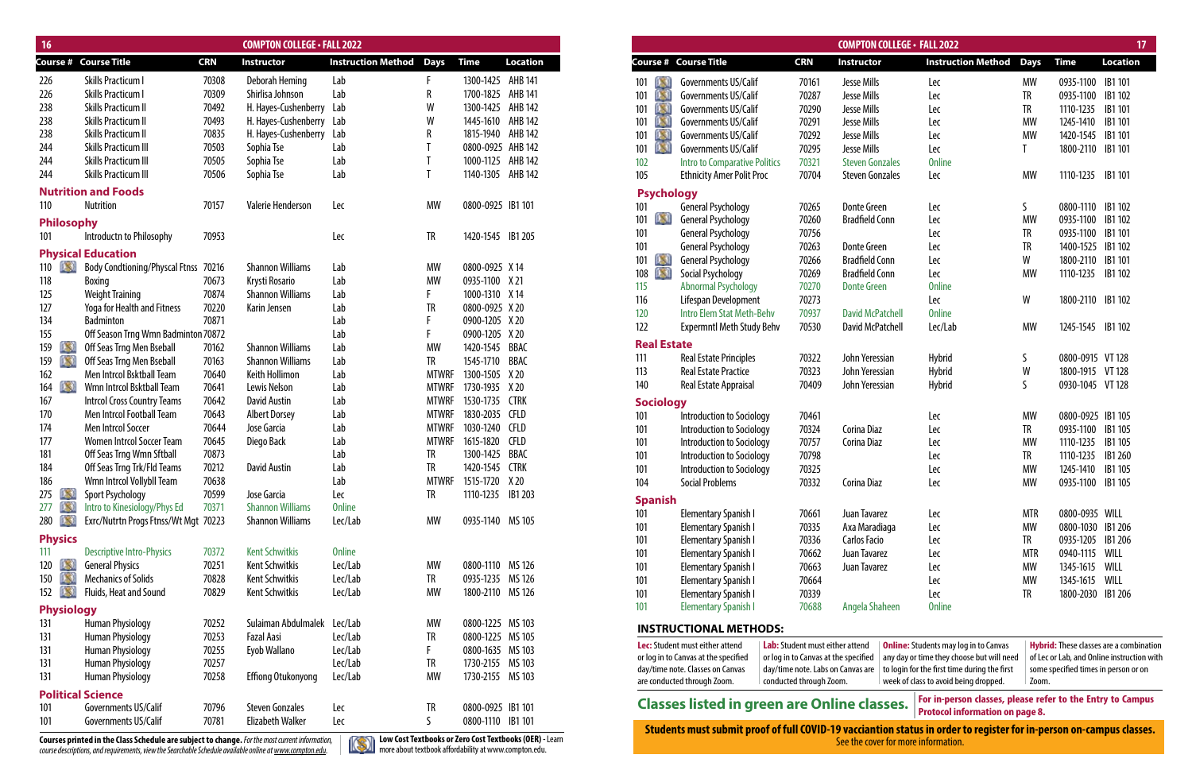| Course # | Course Title | CRN | Instructor | Instruction Method | Days | Time | Location |
|---|---|---|---|---|---|---|---|
| 226 | Skills Practicum I | 70308 | Deborah Heming | Lab | F | 1300-1425 | AHB 141 |
| 226 | Skills Practicum I | 70309 | Shirlisa Johnson | Lab | R | 1700-1825 | AHB 141 |
| 238 | Skills Practicum II | 70492 | H. Hayes-Cushenberry | Lab | W | 1300-1425 | AHB 142 |
| 238 | Skills Practicum II | 70493 | H. Hayes-Cushenberry | Lab | W | 1445-1610 | AHB 142 |
| 238 | Skills Practicum II | 70835 | H. Hayes-Cushenberry | Lab | R | 1815-1940 | AHB 142 |
| 244 | Skills Practicum III | 70503 | Sophia Tse | Lab | T | 0800-0925 | AHB 142 |
| 244 | Skills Practicum III | 70505 | Sophia Tse | Lab | T | 1000-1125 | AHB 142 |
| 244 | Skills Practicum III | 70506 | Sophia Tse | Lab | T | 1140-1305 | AHB 142 |

## Nutrition and Foods

| Course # | Course Title | CRN | Instructor | Instruction Method | Days | Time | Location |
|---|---|---|---|---|---|---|---|
| 110 | Nutrition | 70157 | Valerie Henderson | Lec | MW | 0800-0925 | IB1 101 |

## Philosophy

| Course # | Course Title | CRN | Instructor | Instruction Method | Days | Time | Location |
|---|---|---|---|---|---|---|---|
| 101 | Introductn to Philosophy | 70953 | | Lec | TR | 1420-1545 | IB1 205 |

## Physical Education

| Course # | Course Title | CRN | Instructor | Instruction Method | Days | Time | Location |
|---|---|---|---|---|---|---|---|
| 110 (OER) | Body Condtioning/Physcal Ftnss | 70216 | Shannon Williams | Lab | MW | 0800-0925 | X 14 |
| 118 | Boxing | 70673 | Krysti Rosario | Lab | MW | 0935-1100 | X 21 |
| 125 | Weight Training | 70874 | Shannon Williams | Lab | F | 1000-1310 | X 14 |
| 127 | Yoga for Health and Fitness | 70220 | Karin Jensen | Lab | TR | 0800-0925 | X 20 |
| 134 | Badminton | 70871 | | Lab | F | 0900-1205 | X 20 |
| 155 | Off Season Trng Wmn Badminton | 70872 | | Lab | F | 0900-1205 | X 20 |
| 159 (OER) | Off Seas Trng Men Bseball | 70162 | Shannon Williams | Lab | MW | 1420-1545 | BBAC |
| 159 (OER) | Off Seas Trng Men Bseball | 70163 | Shannon Williams | Lab | TR | 1545-1710 | BBAC |
| 162 | Men Intrcol Bsktball Team | 70640 | Keith Hollimon | Lab | MTWRF | 1300-1505 | X 20 |
| 164 (OER) | Wmn Intrcol Bsktball Team | 70641 | Lewis Nelson | Lab | MTWRF | 1730-1935 | X 20 |
| 167 | Intrcol Cross Country Teams | 70642 | David Austin | Lab | MTWRF | 1530-1735 | CTRK |
| 170 | Men Intrcol Football Team | 70643 | Albert Dorsey | Lab | MTWRF | 1830-2035 | CFLD |
| 174 | Men Intrcol Soccer | 70644 | Jose Garcia | Lab | MTWRF | 1030-1240 | CFLD |
| 177 | Women Intrcol Soccer Team | 70645 | Diego Back | Lab | MTWRF | 1615-1820 | CFLD |
| 181 | Off Seas Trng Wmn Sftball | 70873 | | Lab | TR | 1300-1425 | BBAC |
| 184 | Off Seas Trng Trk/Fld Teams | 70212 | David Austin | Lab | TR | 1420-1545 | CTRK |
| 186 | Wmn Intrcol Vollybll Team | 70638 | | Lab | MTWRF | 1515-1720 | X 20 |
| 275 (OER) | Sport Psychology | 70599 | Jose Garcia | Lec | TR | 1110-1235 | IB1 203 |
| 277 (OER) | Intro to Kinesiology/Phys Ed | 70371 | Shannon Williams | Online | | | |
| 280 (OER) | Exrc/Nutrtn Progs Ftnss/Wt Mgt | 70223 | Shannon Williams | Lec/Lab | MW | 0935-1140 | MS 105 |

## Physics

| Course # | Course Title | CRN | Instructor | Instruction Method | Days | Time | Location |
|---|---|---|---|---|---|---|---|
| 111 | Descriptive Intro-Physics | 70372 | Kent Schwitkis | Online | | | |
| 120 (OER) | General Physics | 70251 | Kent Schwitkis | Lec/Lab | MW | 0800-1110 | MS 126 |
| 150 (OER) | Mechanics of Solids | 70828 | Kent Schwitkis | Lec/Lab | TR | 0935-1235 | MS 126 |
| 152 (OER) | Fluids, Heat and Sound | 70829 | Kent Schwitkis | Lec/Lab | MW | 1800-2110 | MS 126 |

## Physiology

| Course # | Course Title | CRN | Instructor | Instruction Method | Days | Time | Location |
|---|---|---|---|---|---|---|---|
| 131 | Human Physiology | 70252 | Sulaiman Abdulmalek | Lec/Lab | MW | 0800-1225 | MS 103 |
| 131 | Human Physiology | 70253 | Fazal Aasi | Lec/Lab | TR | 0800-1225 | MS 105 |
| 131 | Human Physiology | 70255 | Eyob Wallano | Lec/Lab | F | 0800-1635 | MS 103 |
| 131 | Human Physiology | 70257 | | Lec/Lab | TR | 1730-2155 | MS 103 |
| 131 | Human Physiology | 70258 | Effiong Otukonyong | Lec/Lab | MW | 1730-2155 | MS 103 |

## Political Science

| Course # | Course Title | CRN | Instructor | Instruction Method | Days | Time | Location |
|---|---|---|---|---|---|---|---|
| 101 | Governments US/Calif | 70796 | Steven Gonzales | Lec | TR | 0800-0925 | IB1 101 |
| 101 | Governments US/Calif | 70781 | Elizabeth Walker | Lec | S | 0800-1110 | IB1 101 |
| 101 (OER) | Governments US/Calif | 70161 | Jesse Mills | Lec | MW | 0935-1100 | IB1 101 |
| 101 (OER) | Governments US/Calif | 70287 | Jesse Mills | Lec | TR | 0935-1100 | IB1 102 |
| 101 (OER) | Governments US/Calif | 70290 | Jesse Mills | Lec | TR | 1110-1235 | IB1 101 |
| 101 (OER) | Governments US/Calif | 70291 | Jesse Mills | Lec | MW | 1245-1410 | IB1 101 |
| 101 (OER) | Governments US/Calif | 70292 | Jesse Mills | Lec | MW | 1420-1545 | IB1 101 |
| 101 (OER) | Governments US/Calif | 70295 | Jesse Mills | Lec | T | 1800-2110 | IB1 101 |
| 102 | Intro to Comparative Politics | 70321 | Steven Gonzales | Online | | | |
| 105 | Ethnicity Amer Polit Proc | 70704 | Steven Gonzales | Lec | MW | 1110-1235 | IB1 101 |

## Psychology

| Course # | Course Title | CRN | Instructor | Instruction Method | Days | Time | Location |
|---|---|---|---|---|---|---|---|
| 101 | General Psychology | 70265 | Donte Green | Lec | S | 0800-1110 | IB1 102 |
| 101 (OER) | General Psychology | 70260 | Bradfield Conn | Lec | MW | 0935-1100 | IB1 102 |
| 101 | General Psychology | 70756 | | Lec | TR | 0935-1100 | IB1 101 |
| 101 | General Psychology | 70263 | Donte Green | Lec | TR | 1400-1525 | IB1 102 |
| 101 (OER) | General Psychology | 70266 | Bradfield Conn | Lec | W | 1800-2110 | IB1 101 |
| 108 (OER) | Social Psychology | 70269 | Bradfield Conn | Lec | MW | 1110-1235 | IB1 102 |
| 115 | Abnormal Psychology | 70270 | Donte Green | Online | | | |
| 116 | Lifespan Development | 70273 | | Lec | W | 1800-2110 | IB1 102 |
| 120 | Intro Elem Stat Meth-Behv | 70937 | David McPatchell | Online | | | |
| 122 | Expermntl Meth Study Behv | 70530 | David McPatchell | Lec/Lab | MW | 1245-1545 | IB1 102 |

## Real Estate

| Course # | Course Title | CRN | Instructor | Instruction Method | Days | Time | Location |
|---|---|---|---|---|---|---|---|
| 111 | Real Estate Principles | 70322 | John Yeressian | Hybrid | S | 0800-0915 | VT 128 |
| 113 | Real Estate Practice | 70323 | John Yeressian | Hybrid | W | 1800-1915 | VT 128 |
| 140 | Real Estate Appraisal | 70409 | John Yeressian | Hybrid | S | 0930-1045 | VT 128 |

## Sociology

| Course # | Course Title | CRN | Instructor | Instruction Method | Days | Time | Location |
|---|---|---|---|---|---|---|---|
| 101 | Introduction to Sociology | 70461 | | Lec | MW | 0800-0925 | IB1 105 |
| 101 | Introduction to Sociology | 70324 | Corina Diaz | Lec | TR | 0935-1100 | IB1 105 |
| 101 | Introduction to Sociology | 70757 | Corina Diaz | Lec | MW | 1110-1235 | IB1 105 |
| 101 | Introduction to Sociology | 70798 | | Lec | TR | 1110-1235 | IB1 260 |
| 101 | Introduction to Sociology | 70325 | | Lec | MW | 1245-1410 | IB1 105 |
| 104 | Social Problems | 70332 | Corina Diaz | Lec | MW | 0935-1100 | IB1 105 |

## Spanish

| Course # | Course Title | CRN | Instructor | Instruction Method | Days | Time | Location |
|---|---|---|---|---|---|---|---|
| 101 | Elementary Spanish I | 70661 | Juan Tavarez | Lec | MTR | 0800-0935 | WILL |
| 101 | Elementary Spanish I | 70335 | Axa Maradiaga | Lec | MW | 0800-1030 | IB1 206 |
| 101 | Elementary Spanish I | 70336 | Carlos Facio | Lec | TR | 0935-1205 | IB1 206 |
| 101 | Elementary Spanish I | 70662 | Juan Tavarez | Lec | MTR | 0940-1115 | WILL |
| 101 | Elementary Spanish I | 70663 | Juan Tavarez | Lec | MW | 1345-1615 | WILL |
| 101 | Elementary Spanish I | 70664 | | Lec | MW | 1345-1615 | WILL |
| 101 | Elementary Spanish I | 70339 | | Lec | TR | 1800-2030 | IB1 206 |
| 101 | Elementary Spanish I | 70688 | Angela Shaheen | Online | | | |

## INSTRUCTIONAL METHODS:

**Lec:** Student must either attend or log in to Canvas at the specified day/time note. Classes on Canvas are conducted through Zoom.

**Lab:** Student must either attend or log in to Canvas at the specified day/time note. Labs on Canvas are conducted through Zoom.

**Online:** Students may log in to Canvas any day or time they choose but will need to login for the first time during the first week of class to avoid being dropped.

**Hybrid:** These classes are a combination of Lec or Lab, and Online instruction with some specified times in person or on Zoom.

**Classes listed in green are Online classes.**

**For in-person classes, please refer to the Entry to Campus Protocol information on page 8.**

**Students must submit proof of full COVID-19 vacciantion status in order to register for in-person on-campus classes.** See the cover for more information.

**Courses printed in the Class Schedule are subject to change.** *For the most current information, course descriptions, and requirements, view the Searchable Schedule available online at www.compton.edu.*

**Low Cost Textbooks or Zero Cost Textbooks (OER)** - Learn more about textbook affordability at www.compton.edu.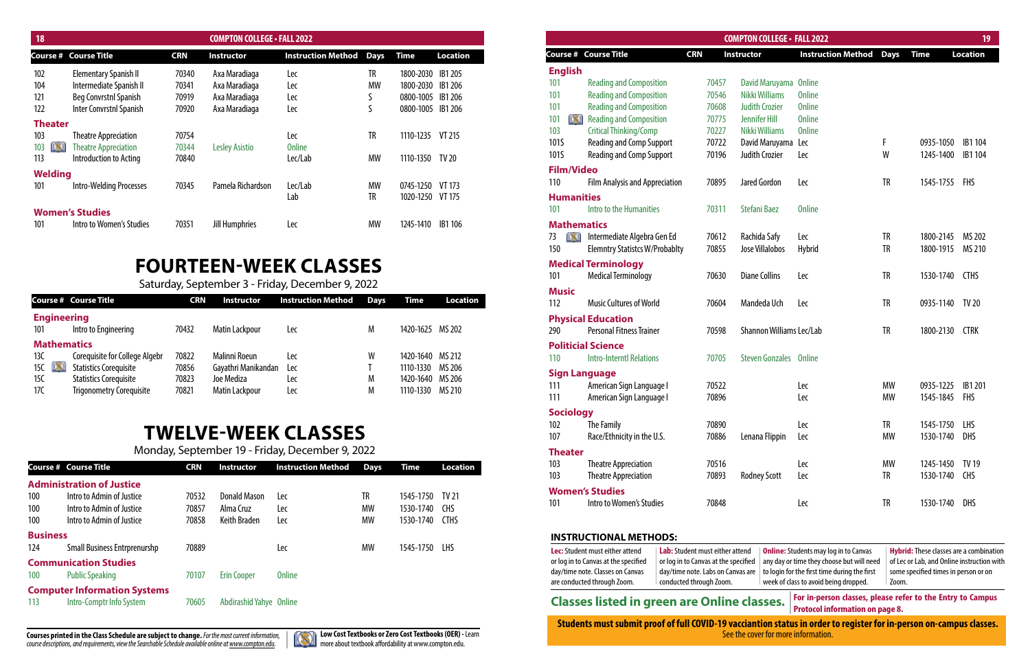| Course # | Course Title | CRN | Instructor | Instruction Method | Days | Time | Location |
|---|---|---|---|---|---|---|---|
| 102 | Elementary Spanish II | 70340 | Axa Maradiaga | Lec | TR | 1800-2030 | IB1 205 |
| 104 | Intermediate Spanish II | 70341 | Axa Maradiaga | Lec | MW | 1800-2030 | IB1 206 |
| 121 | Beg Convrstnl Spanish | 70919 | Axa Maradiaga | Lec | S | 0800-1005 | IB1 206 |
| 122 | Inter Convrstnl Spanish | 70920 | Axa Maradiaga | Lec | S | 0800-1005 | IB1 206 |
| **Theater** | | | | | | | |
| 103 | Theatre Appreciation | 70754 | | Lec | TR | 1110-1235 | VT 215 |
| 103 | Theatre Appreciation | 70344 | Lesley Asistio | Online | | | |
| 113 | Introduction to Acting | 70840 | | Lec/Lab | MW | 1110-1350 | TV 20 |
| **Welding** | | | | | | | |
| 101 | Intro-Welding Processes | 70345 | Pamela Richardson | Lec/Lab | MW | 0745-1250 | VT 173 |
| | | | | Lab | TR | 1020-1250 | VT 175 |
| **Women's Studies** | | | | | | | |
| 101 | Intro to Women's Studies | 70351 | Jill Humphries | Lec | MW | 1245-1410 | IB1 106 |

# FOURTEEN-WEEK CLASSES

Saturday, September 3 - Friday, December 9, 2022

| Course # | Course Title | CRN | Instructor | Instruction Method | Days | Time | Location |
|---|---|---|---|---|---|---|---|
| **Engineering** | | | | | | | |
| 101 | Intro to Engineering | 70432 | Matin Lackpour | Lec | M | 1420-1625 | MS 202 |
| **Mathematics** | | | | | | | |
| 13C | Corequisite for College Algebr | 70822 | Malinni Roeun | Lec | W | 1420-1640 | MS 212 |
| 15C | Statistics Corequisite | 70856 | Gayathri Manikandan | Lec | T | 1110-1330 | MS 206 |
| 15C | Statistics Corequisite | 70823 | Joe Mediza | Lec | M | 1420-1640 | MS 206 |
| 17C | Trigonometry Corequisite | 70821 | Matin Lackpour | Lec | M | 1110-1330 | MS 210 |

# TWELVE-WEEK CLASSES

Monday, September 19 - Friday, December 9, 2022

| Course # | Course Title | CRN | Instructor | Instruction Method | Days | Time | Location |
|---|---|---|---|---|---|---|---|
| **Administration of Justice** | | | | | | | |
| 100 | Intro to Admin of Justice | 70532 | Donald Mason | Lec | TR | 1545-1750 | TV 21 |
| 100 | Intro to Admin of Justice | 70857 | Alma Cruz | Lec | MW | 1530-1740 | CHS |
| 100 | Intro to Admin of Justice | 70858 | Keith Braden | Lec | MW | 1530-1740 | CTHS |
| **Business** | | | | | | | |
| 124 | Small Business Entrprenurshp | 70889 | | Lec | MW | 1545-1750 | LHS |
| **Communication Studies** | | | | | | | |
| 100 | Public Speaking | 70107 | Erin Cooper | Online | | | |
| **Computer Information Systems** | | | | | | | |
| 113 | Intro-Comptr Info System | 70605 | Abdirashid Yahye | Online | | | |
| **English** | | | | | | | |
| 101 | Reading and Composition | 70457 | David Maruyama | Online | | | |
| 101 | Reading and Composition | 70546 | Nikki Williams | Online | | | |
| 101 | Reading and Composition | 70608 | Judith Crozier | Online | | | |
| 101 | Reading and Composition | 70775 | Jennifer Hill | Online | | | |
| 103 | Critical Thinking/Comp | 70227 | Nikki Williams | Online | | | |
| 101S | Reading and Comp Support | 70722 | David Maruyama | Lec | F | 0935-1050 | IB1 104 |
| 101S | Reading and Comp Support | 70196 | Judith Crozier | Lec | W | 1245-1400 | IB1 104 |
| **Film/Video** | | | | | | | |
| 110 | Film Analysis and Appreciation | 70895 | Jared Gordon | Lec | TR | 1545-1755 | FHS |
| **Humanities** | | | | | | | |
| 101 | Intro to the Humanities | 70311 | Stefani Baez | Online | | | |
| **Mathematics** | | | | | | | |
| 73 | Intermediate Algebra Gen Ed | 70612 | Rachida Safy | Lec | TR | 1800-2145 | MS 202 |
| 150 | Elemntry Statistcs W/Probablty | 70855 | Jose Villalobos | Hybrid | TR | 1800-1915 | MS 210 |
| **Medical Terminology** | | | | | | | |
| 101 | Medical Terminology | 70630 | Diane Collins | Lec | TR | 1530-1740 | CTHS |
| **Music** | | | | | | | |
| 112 | Music Cultures of World | 70604 | Mandeda Uch | Lec | TR | 0935-1140 | TV 20 |
| **Physical Education** | | | | | | | |
| 290 | Personal Fitness Trainer | 70598 | Shannon Williams | Lec/Lab | TR | 1800-2130 | CTRK |
| **Politicial Science** | | | | | | | |
| 110 | Intro-Interntl Relations | 70705 | Steven Gonzales | Online | | | |
| **Sign Language** | | | | | | | |
| 111 | American Sign Language I | 70522 | | Lec | MW | 0935-1225 | IB1 201 |
| 111 | American Sign Language I | 70896 | | Lec | MW | 1545-1845 | FHS |
| **Sociology** | | | | | | | |
| 102 | The Family | 70890 | | Lec | TR | 1545-1750 | LHS |
| 107 | Race/Ethnicity in the U.S. | 70886 | Lenana Flippin | Lec | MW | 1530-1740 | DHS |
| **Theater** | | | | | | | |
| 103 | Theatre Appreciation | 70516 | | Lec | MW | 1245-1450 | TV 19 |
| 103 | Theatre Appreciation | 70893 | Rodney Scott | Lec | TR | 1530-1740 | CHS |
| **Women's Studies** | | | | | | | |
| 101 | Intro to Women's Studies | 70848 | | Lec | TR | 1530-1740 | DHS |

### INSTRUCTIONAL METHODS:

**Lec:** Student must either attend or log in to Canvas at the specified day/time note. Classes on Canvas are conducted through Zoom.

**Lab:** Student must either attend or log in to Canvas at the specified day/time note. Labs on Canvas are conducted through Zoom.

**Online:** Students may log in to Canvas any day or time they choose but will need to login for the first time during the first week of class to avoid being dropped.

**Hybrid:** These classes are a combination of Lec or Lab, and Online instruction with some specified times in person or on Zoom.

**Classes listed in green are Online classes.**

**For in-person classes, please refer to the Entry to Campus Protocol information on page 8.**

**Students must submit proof of full COVID-19 vacciantion status in order to register for in-person on-campus classes.** See the cover for more information.

**Courses printed in the Class Schedule are subject to change.** *For the most current information, course descriptions, and requirements, view the Searchable Schedule available online at www.compton.edu.*

**Low Cost Textbooks or Zero Cost Textbooks (OER)** - Learn more about textbook affordability at www.compton.edu.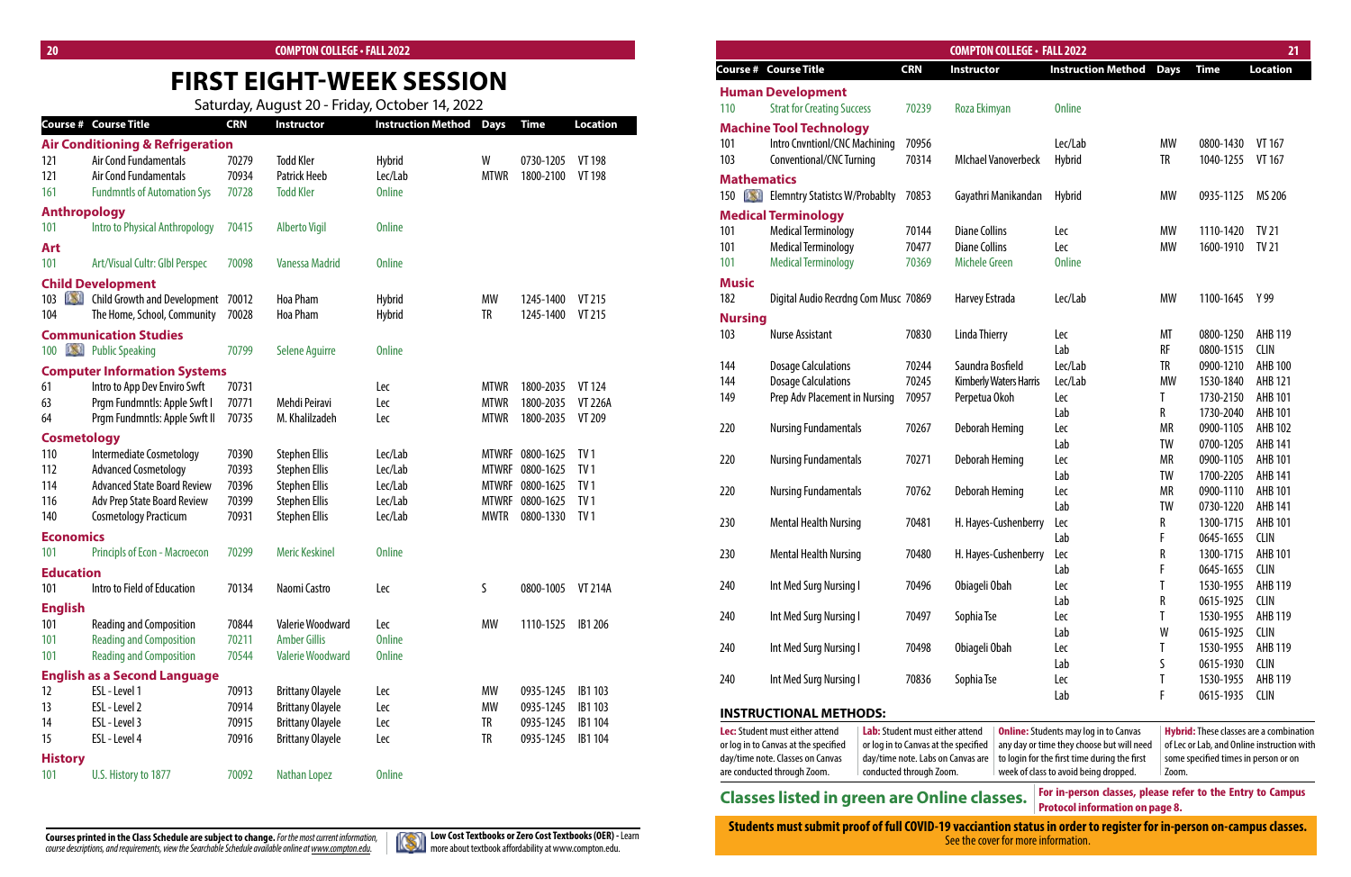# FIRST EIGHT-WEEK SESSION

Saturday, August 20 - Friday, October 14, 2022

| Course # | Course Title | CRN | Instructor | Instruction Method | Days | Time | Location |
|---|---|---|---|---|---|---|---|
| **Air Conditioning & Refrigeration** | | | | | | | |
| 121 | Air Cond Fundamentals | 70279 | Todd Kler | Hybrid | W | 0730-1205 | VT 198 |
| 121 | Air Cond Fundamentals | 70934 | Patrick Heeb | Lec/Lab | MTWR | 1800-2100 | VT 198 |
| 161 | Fundmntls of Automation Sys | 70728 | Todd Kler | Online | | | |
| **Anthropology** | | | | | | | |
| 101 | Intro to Physical Anthropology | 70415 | Alberto Vigil | Online | | | |
| **Art** | | | | | | | |
| 101 | Art/Visual Cultr: Glbl Perspec | 70098 | Vanessa Madrid | Online | | | |
| **Child Development** | | | | | | | |
| 103 | Child Growth and Development | 70012 | Hoa Pham | Hybrid | MW | 1245-1400 | VT 215 |
| 104 | The Home, School, Community | 70028 | Hoa Pham | Hybrid | TR | 1245-1400 | VT 215 |
| **Communication Studies** | | | | | | | |
| 100 | Public Speaking | 70799 | Selene Aguirre | Online | | | |
| **Computer Information Systems** | | | | | | | |
| 61 | Intro to App Dev Enviro Swft | 70731 | | Lec | MTWR | 1800-2035 | VT 124 |
| 63 | Prgm Fundmntls: Apple Swft I | 70771 | Mehdi Peiravi | Lec | MTWR | 1800-2035 | VT 226A |
| 64 | Prgm Fundmntls: Apple Swft II | 70735 | M. Khalilzadeh | Lec | MTWR | 1800-2035 | VT 209 |
| **Cosmetology** | | | | | | | |
| 110 | Intermediate Cosmetology | 70390 | Stephen Ellis | Lec/Lab | MTWRF | 0800-1625 | TV 1 |
| 112 | Advanced Cosmetology | 70393 | Stephen Ellis | Lec/Lab | MTWRF | 0800-1625 | TV 1 |
| 114 | Advanced State Board Review | 70396 | Stephen Ellis | Lec/Lab | MTWRF | 0800-1625 | TV 1 |
| 116 | Adv Prep State Board Review | 70399 | Stephen Ellis | Lec/Lab | MTWRF | 0800-1625 | TV 1 |
| 140 | Cosmetology Practicum | 70931 | Stephen Ellis | Lec/Lab | MWTR | 0800-1330 | TV 1 |
| **Economics** | | | | | | | |
| 101 | Principls of Econ - Macroecon | 70299 | Meric Keskinel | Online | | | |
| **Education** | | | | | | | |
| 101 | Intro to Field of Education | 70134 | Naomi Castro | Lec | S | 0800-1005 | VT 214A |
| **English** | | | | | | | |
| 101 | Reading and Composition | 70844 | Valerie Woodward | Lec | MW | 1110-1525 | IB1 206 |
| 101 | Reading and Composition | 70211 | Amber Gillis | Online | | | |
| 101 | Reading and Composition | 70544 | Valerie Woodward | Online | | | |
| **English as a Second Language** | | | | | | | |
| 12 | ESL - Level 1 | 70913 | Brittany Olayele | Lec | MW | 0935-1245 | IB1 103 |
| 13 | ESL - Level 2 | 70914 | Brittany Olayele | Lec | MW | 0935-1245 | IB1 103 |
| 14 | ESL - Level 3 | 70915 | Brittany Olayele | Lec | TR | 0935-1245 | IB1 104 |
| 15 | ESL - Level 4 | 70916 | Brittany Olayele | Lec | TR | 0935-1245 | IB1 104 |
| **History** | | | | | | | |
| 101 | U.S. History to 1877 | 70092 | Nathan Lopez | Online | | | |
| **Human Development** | | | | | | | |
| 110 | Strat for Creating Success | 70239 | Roza Ekimyan | Online | | | |
| **Machine Tool Technology** | | | | | | | |
| 101 | Intro Cnvntionl/CNC Machining | 70956 | | Lec/Lab | MW | 0800-1430 | VT 167 |
| 103 | Conventional/CNC Turning | 70314 | MIchael Vanoverbeck | Hybrid | TR | 1040-1255 | VT 167 |
| **Mathematics** | | | | | | | |
| 150 | Elemntry Statistcs W/Probablty | 70853 | Gayathri Manikandan | Hybrid | MW | 0935-1125 | MS 206 |
| **Medical Terminology** | | | | | | | |
| 101 | Medical Terminology | 70144 | Diane Collins | Lec | MW | 1110-1420 | TV 21 |
| 101 | Medical Terminology | 70477 | Diane Collins | Lec | MW | 1600-1910 | TV 21 |
| 101 | Medical Terminology | 70369 | Michele Green | Online | | | |
| **Music** | | | | | | | |
| 182 | Digital Audio Recrdng Com Musc | 70869 | Harvey Estrada | Lec/Lab | MW | 1100-1645 | Y 99 |
| **Nursing** | | | | | | | |
| 103 | Nurse Assistant | 70830 | Linda Thierry | Lec | MT | 0800-1250 | AHB 119 |
| | | | | Lab | RF | 0800-1515 | CLIN |
| 144 | Dosage Calculations | 70244 | Saundra Bosfield | Lec/Lab | TR | 0900-1210 | AHB 100 |
| 144 | Dosage Calculations | 70245 | Kimberly Waters Harris | Lec/Lab | MW | 1530-1840 | AHB 121 |
| 149 | Prep Adv Placement in Nursing | 70957 | Perpetua Okoh | Lec | T | 1730-2150 | AHB 101 |
| | | | | Lab | R | 1730-2040 | AHB 101 |
| 220 | Nursing Fundamentals | 70267 | Deborah Heming | Lec | MR | 0900-1105 | AHB 102 |
| | | | | Lab | TW | 0700-1205 | AHB 141 |
| 220 | Nursing Fundamentals | 70271 | Deborah Heming | Lec | MR | 0900-1105 | AHB 101 |
| | | | | Lab | TW | 1700-2205 | AHB 141 |
| 220 | Nursing Fundamentals | 70762 | Deborah Heming | Lec | MR | 0900-1110 | AHB 101 |
| | | | | Lab | TW | 0730-1220 | AHB 141 |
| 230 | Mental Health Nursing | 70481 | H. Hayes-Cushenberry | Lec | R | 1300-1715 | AHB 101 |
| | | | | Lab | F | 0645-1655 | CLIN |
| 230 | Mental Health Nursing | 70480 | H. Hayes-Cushenberry | Lec | R | 1300-1715 | AHB 101 |
| | | | | Lab | F | 0645-1655 | CLIN |
| 240 | Int Med Surg Nursing I | 70496 | Obiageli Obah | Lec | T | 1530-1955 | AHB 119 |
| | | | | Lab | R | 0615-1925 | CLIN |
| 240 | Int Med Surg Nursing I | 70497 | Sophia Tse | Lec | T | 1530-1955 | AHB 119 |
| | | | | Lab | W | 0615-1925 | CLIN |
| 240 | Int Med Surg Nursing I | 70498 | Obiageli Obah | Lec | T | 1530-1955 | AHB 119 |
| | | | | Lab | S | 0615-1930 | CLIN |
| 240 | Int Med Surg Nursing I | 70836 | Sophia Tse | Lec | T | 1530-1955 | AHB 119 |
| | | | | Lab | F | 0615-1935 | CLIN |

## INSTRUCTIONAL METHODS:

**Lec:** Student must either attend or log in to Canvas at the specified day/time note. Classes on Canvas are conducted through Zoom.

**Lab:** Student must either attend or log in to Canvas at the specified day/time note. Labs on Canvas are conducted through Zoom.

**Online:** Students may log in to Canvas any day or time they choose but will need to login for the first time during the first week of class to avoid being dropped.

**Hybrid:** These classes are a combination of Lec or Lab, and Online instruction with some specified times in person or on Zoom.

**Classes listed in green are Online classes.**

**For in-person classes, please refer to the Entry to Campus Protocol information on page 8.**

**Students must submit proof of full COVID-19 vacciantion status in order to register for in-person on-campus classes.** See the cover for more information.

**Courses printed in the Class Schedule are subject to change.** *For the most current information, course descriptions, and requirements, view the Searchable Schedule available online at www.compton.edu.*

**Low Cost Textbooks or Zero Cost Textbooks (OER) -** Learn more about textbook affordability at www.compton.edu.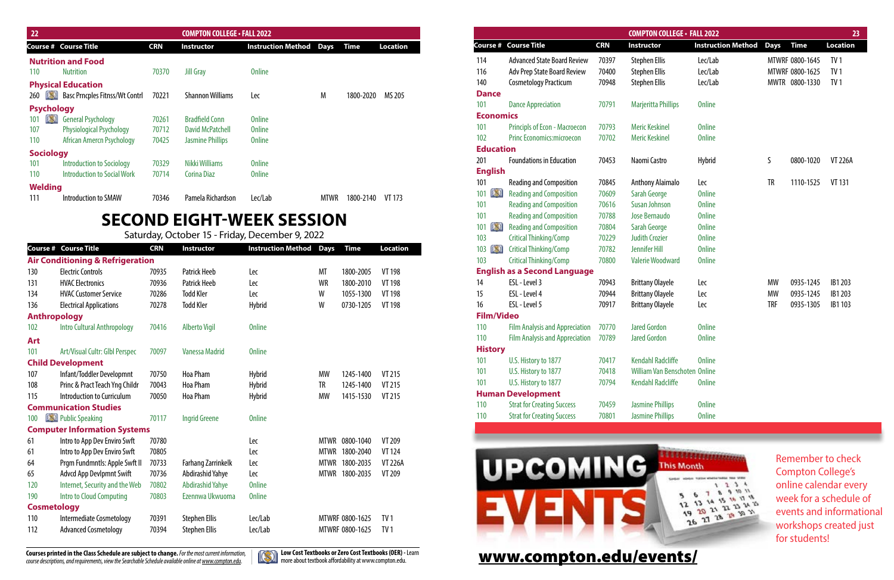| Course # | Course Title | CRN | Instructor | Instruction Method | Days | Time | Location |
|---|---|---|---|---|---|---|---|
| **Nutrition and Food** | | | | | | | |
| 110 | Nutrition | 70370 | Jill Gray | Online | | | |
| **Physical Education** | | | | | | | |
| 260 | Basc Prncples Fitnss/Wt Contrl | 70221 | Shannon Williams | Lec | M | 1800-2020 | MS 205 |
| **Psychology** | | | | | | | |
| 101 | General Psychology | 70261 | Bradfield Conn | Online | | | |
| 107 | Physiological Psychology | 70712 | David McPatchell | Online | | | |
| 110 | African Amercn Psychology | 70425 | Jasmine Phillips | Online | | | |
| **Sociology** | | | | | | | |
| 101 | Introduction to Sociology | 70329 | Nikki Williams | Online | | | |
| 110 | Introduction to Social Work | 70714 | Corina Diaz | Online | | | |
| **Welding** | | | | | | | |
| 111 | Introduction to SMAW | 70346 | Pamela Richardson | Lec/Lab | MTWR | 1800-2140 | VT 173 |

# SECOND EIGHT-WEEK SESSION

Saturday, October 15 - Friday, December 9, 2022

| Course # | Course Title | CRN | Instructor | Instruction Method | Days | Time | Location |
|---|---|---|---|---|---|---|---|
| **Air Conditioning & Refrigeration** | | | | | | | |
| 130 | Electric Controls | 70935 | Patrick Heeb | Lec | MT | 1800-2005 | VT 198 |
| 131 | HVAC Electronics | 70936 | Patrick Heeb | Lec | WR | 1800-2010 | VT 198 |
| 134 | HVAC Customer Service | 70286 | Todd Kler | Lec | W | 1055-1300 | VT 198 |
| 136 | Electrical Applications | 70278 | Todd Kler | Hybrid | W | 0730-1205 | VT 198 |
| **Anthropology** | | | | | | | |
| 102 | Intro Cultural Anthropology | 70416 | Alberto Vigil | Online | | | |
| **Art** | | | | | | | |
| 101 | Art/Visual Cultr: Glbl Perspec | 70097 | Vanessa Madrid | Online | | | |
| **Child Development** | | | | | | | |
| 107 | Infant/Toddler Developmnt | 70750 | Hoa Pham | Hybrid | MW | 1245-1400 | VT 215 |
| 108 | Princ & Pract Teach Yng Childr | 70043 | Hoa Pham | Hybrid | TR | 1245-1400 | VT 215 |
| 115 | Introduction to Curriculum | 70050 | Hoa Pham | Hybrid | MW | 1415-1530 | VT 215 |
| **Communication Studies** | | | | | | | |
| 100 | Public Speaking | 70117 | Ingrid Greene | Online | | | |
| **Computer Information Systems** | | | | | | | |
| 61 | Intro to App Dev Enviro Swft | 70780 | | Lec | MTWR | 0800-1040 | VT 209 |
| 61 | Intro to App Dev Enviro Swft | 70805 | | Lec | MTWR | 1800-2040 | VT 124 |
| 64 | Prgm Fundmntls: Apple Swft II | 70733 | Farhang Zarrinkelk | Lec | MTWR | 1800-2035 | VT 226A |
| 65 | Advcd App Devlpmnt Swift | 70736 | Abdirashid Yahye | Lec | MTWR | 1800-2035 | VT 209 |
| 120 | Internet, Security and the Web | 70802 | Abdirashid Yahye | Online | | | |
| 190 | Intro to Cloud Computing | 70803 | Ezennwa Ukwuoma | Online | | | |
| **Cosmetology** | | | | | | | |
| 110 | Intermediate Cosmetology | 70391 | Stephen Ellis | Lec/Lab | MTWRF | 0800-1625 | TV 1 |
| 112 | Advanced Cosmetology | 70394 | Stephen Ellis | Lec/Lab | MTWRF | 0800-1625 | TV 1 |
| 114 | Advanced State Board Review | 70397 | Stephen Ellis | Lec/Lab | MTWRF | 0800-1645 | TV 1 |
| 116 | Adv Prep State Board Review | 70400 | Stephen Ellis | Lec/Lab | MTWRF | 0800-1625 | TV 1 |
| 140 | Cosmetology Practicum | 70948 | Stephen Ellis | Lec/Lab | MWTR | 0800-1330 | TV 1 |
| **Dance** | | | | | | | |
| 101 | Dance Appreciation | 70791 | Marjeritta Phillips | Online | | | |
| **Economics** | | | | | | | |
| 101 | Principls of Econ - Macroecon | 70793 | Meric Keskinel | Online | | | |
| 102 | Princ Economics:microecon | 70702 | Meric Keskinel | Online | | | |
| **Education** | | | | | | | |
| 201 | Foundations in Education | 70453 | Naomi Castro | Hybrid | S | 0800-1020 | VT 226A |
| **English** | | | | | | | |
| 101 | Reading and Composition | 70845 | Anthony Alaimalo | Lec | TR | 1110-1525 | VT 131 |
| 101 | Reading and Composition | 70609 | Sarah George | Online | | | |
| 101 | Reading and Composition | 70616 | Susan Johnson | Online | | | |
| 101 | Reading and Composition | 70788 | Jose Bernaudo | Online | | | |
| 101 | Reading and Composition | 70804 | Sarah George | Online | | | |
| 103 | Critical Thinking/Comp | 70229 | Judith Crozier | Online | | | |
| 103 | Critical Thinking/Comp | 70782 | Jennifer Hill | Online | | | |
| 103 | Critical Thinking/Comp | 70800 | Valerie Woodward | Online | | | |
| **English as a Second Language** | | | | | | | |
| 14 | ESL - Level 3 | 70943 | Brittany Olayele | Lec | MW | 0935-1245 | IB1 203 |
| 15 | ESL - Level 4 | 70944 | Brittany Olayele | Lec | MW | 0935-1245 | IB1 203 |
| 16 | ESL - Level 5 | 70917 | Brittany Olayele | Lec | TRF | 0935-1305 | IB1 103 |
| **Film/Video** | | | | | | | |
| 110 | Film Analysis and Appreciation | 70770 | Jared Gordon | Online | | | |
| 110 | Film Analysis and Appreciation | 70789 | Jared Gordon | Online | | | |
| **History** | | | | | | | |
| 101 | U.S. History to 1877 | 70417 | Kendahl Radcliffe | Online | | | |
| 101 | U.S. History to 1877 | 70418 | William Van Benschoten | Online | | | |
| 101 | U.S. History to 1877 | 70794 | Kendahl Radcliffe | Online | | | |
| **Human Development** | | | | | | | |
| 110 | Strat for Creating Success | 70459 | Jasmine Phillips | Online | | | |
| 110 | Strat for Creating Success | 70801 | Jasmine Phillips | Online | | | |

**Courses printed in the Class Schedule are subject to change.** *For the most current information, course descriptions, and requirements, view the Searchable Schedule available online at www.compton.edu.*

**Low Cost Textbooks or Zero Cost Textbooks (OER)** - Learn more about textbook affordability at www.compton.edu.

## UPCOMING EVENTS

Remember to check Compton College's online calendar every week for a schedule of events and informational workshops created just for students!

**www.compton.edu/events/**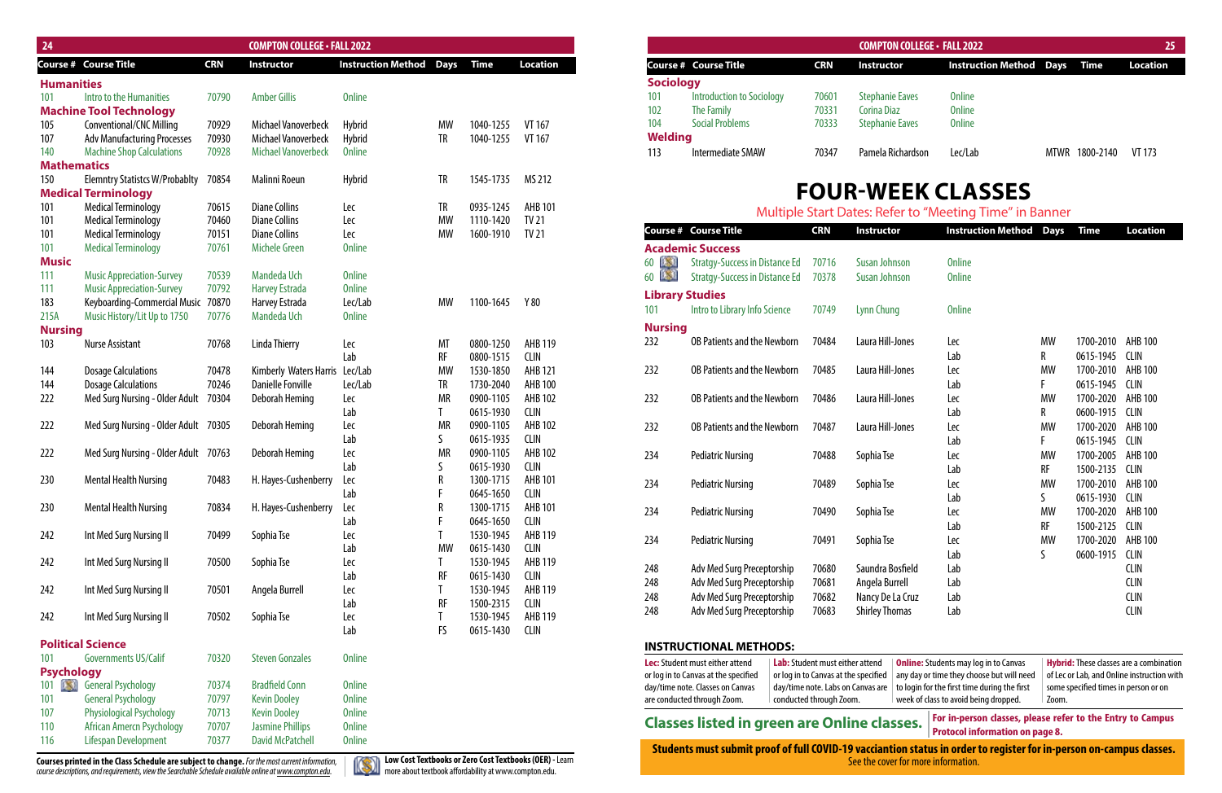## COMPTON COLLEGE • FALL 2022

| Course # | Course Title | CRN | Instructor | Instruction Method | Days | Time | Location |
|---|---|---|---|---|---|---|---|
| **Humanities** | | | | | | | |
| 101 | Intro to the Humanities | 70790 | Amber Gillis | Online | | | |
| **Machine Tool Technology** | | | | | | | |
| 105 | Conventional/CNC Milling | 70929 | Michael Vanoverbeck | Hybrid | MW | 1040-1255 | VT 167 |
| 107 | Adv Manufacturing Processes | 70930 | Michael Vanoverbeck | Hybrid | TR | 1040-1255 | VT 167 |
| 140 | Machine Shop Calculations | 70928 | Michael Vanoverbeck | Online | | | |
| **Mathematics** | | | | | | | |
| 150 | Elemntry Statistcs W/Probablty | 70854 | Malinni Roeun | Hybrid | TR | 1545-1735 | MS 212 |
| **Medical Terminology** | | | | | | | |
| 101 | Medical Terminology | 70615 | Diane Collins | Lec | TR | 0935-1245 | AHB 101 |
| 101 | Medical Terminology | 70460 | Diane Collins | Lec | MW | 1110-1420 | TV 21 |
| 101 | Medical Terminology | 70151 | Diane Collins | Lec | MW | 1600-1910 | TV 21 |
| 101 | Medical Terminology | 70761 | Michele Green | Online | | | |
| **Music** | | | | | | | |
| 111 | Music Appreciation-Survey | 70539 | Mandeda Uch | Online | | | |
| 111 | Music Appreciation-Survey | 70792 | Harvey Estrada | Online | | | |
| 183 | Keyboarding-Commercial Music | 70870 | Harvey Estrada | Lec/Lab | MW | 1100-1645 | Y 80 |
| 215A | Music History/Lit Up to 1750 | 70776 | Mandeda Uch | Online | | | |
| **Nursing** | | | | | | | |
| 103 | Nurse Assistant | 70768 | Linda Thierry | Lec | MT | 0800-1250 | AHB 119 |
| | | | | Lab | RF | 0800-1515 | CLIN |
| 144 | Dosage Calculations | 70478 | Kimberly Waters Harris | Lec/Lab | MW | 1530-1850 | AHB 121 |
| 144 | Dosage Calculations | 70246 | Danielle Fonville | Lec/Lab | TR | 1730-2040 | AHB 100 |
| 222 | Med Surg Nursing - Older Adult | 70304 | Deborah Heming | Lec | MR | 0900-1105 | AHB 102 |
| | | | | Lab | T | 0615-1930 | CLIN |
| 222 | Med Surg Nursing - Older Adult | 70305 | Deborah Heming | Lec | MR | 0900-1105 | AHB 102 |
| | | | | Lab | S | 0615-1935 | CLIN |
| 222 | Med Surg Nursing - Older Adult | 70763 | Deborah Heming | Lec | MR | 0900-1105 | AHB 102 |
| | | | | Lab | S | 0615-1930 | CLIN |
| 230 | Mental Health Nursing | 70483 | H. Hayes-Cushenberry | Lec | R | 1300-1715 | AHB 101 |
| | | | | Lab | F | 0645-1650 | CLIN |
| 230 | Mental Health Nursing | 70834 | H. Hayes-Cushenberry | Lec | R | 1300-1715 | AHB 101 |
| | | | | Lab | F | 0645-1650 | CLIN |
| 242 | Int Med Surg Nursing II | 70499 | Sophia Tse | Lec | T | 1530-1945 | AHB 119 |
| | | | | Lab | MW | 0615-1430 | CLIN |
| 242 | Int Med Surg Nursing II | 70500 | Sophia Tse | Lec | T | 1530-1945 | AHB 119 |
| | | | | Lab | RF | 0615-1430 | CLIN |
| 242 | Int Med Surg Nursing II | 70501 | Angela Burrell | Lec | T | 1530-1945 | AHB 119 |
| | | | | Lab | RF | 1500-2315 | CLIN |
| 242 | Int Med Surg Nursing II | 70502 | Sophia Tse | Lec | T | 1530-1945 | AHB 119 |
| | | | | Lab | FS | 0615-1430 | CLIN |
| **Political Science** | | | | | | | |
| 101 | Governments US/Calif | 70320 | Steven Gonzales | Online | | | |
| **Psychology** | | | | | | | |
| 101 | General Psychology | 70374 | Bradfield Conn | Online | | | |
| 101 | General Psychology | 70797 | Kevin Dooley | Online | | | |
| 107 | Physiological Psychology | 70713 | Kevin Dooley | Online | | | |
| 110 | African Amercn Psychology | 70707 | Jasmine Phillips | Online | | | |
| 116 | Lifespan Development | 70377 | David McPatchell | Online | | | |

**Courses printed in the Class Schedule are subject to change.** *For the most current information, course descriptions, and requirements, view the Searchable Schedule available online at www.compton.edu.*

**Low Cost Textbooks or Zero Cost Textbooks (OER)** - Learn more about textbook affordability at www.compton.edu.

## COMPTON COLLEGE • FALL 2022

| Course # | Course Title | CRN | Instructor | Instruction Method | Days | Time | Location |
|---|---|---|---|---|---|---|---|
| **Sociology** | | | | | | | |
| 101 | Introduction to Sociology | 70601 | Stephanie Eaves | Online | | | |
| 102 | The Family | 70331 | Corina Diaz | Online | | | |
| 104 | Social Problems | 70333 | Stephanie Eaves | Online | | | |
| **Welding** | | | | | | | |
| 113 | Intermediate SMAW | 70347 | Pamela Richardson | Lec/Lab | MTWR | 1800-2140 | VT 173 |

# FOUR-WEEK CLASSES

Multiple Start Dates: Refer to "Meeting Time" in Banner

| Course # | Course Title | CRN | Instructor | Instruction Method | Days | Time | Location |
|---|---|---|---|---|---|---|---|
| **Academic Success** | | | | | | | |
| 60 | Stratgy-Success in Distance Ed | 70716 | Susan Johnson | Online | | | |
| 60 | Stratgy-Success in Distance Ed | 70378 | Susan Johnson | Online | | | |
| **Library Studies** | | | | | | | |
| 101 | Intro to Library Info Science | 70749 | Lynn Chung | Online | | | |
| **Nursing** | | | | | | | |
| 232 | OB Patients and the Newborn | 70484 | Laura Hill-Jones | Lec | MW | 1700-2010 | AHB 100 |
| | | | | Lab | R | 0615-1945 | CLIN |
| 232 | OB Patients and the Newborn | 70485 | Laura Hill-Jones | Lec | MW | 1700-2010 | AHB 100 |
| | | | | Lab | F | 0615-1945 | CLIN |
| 232 | OB Patients and the Newborn | 70486 | Laura Hill-Jones | Lec | MW | 1700-2020 | AHB 100 |
| | | | | Lab | R | 0600-1915 | CLIN |
| 232 | OB Patients and the Newborn | 70487 | Laura Hill-Jones | Lec | MW | 1700-2020 | AHB 100 |
| | | | | Lab | F | 0615-1945 | CLIN |
| 234 | Pediatric Nursing | 70488 | Sophia Tse | Lec | MW | 1700-2005 | AHB 100 |
| | | | | Lab | RF | 1500-2135 | CLIN |
| 234 | Pediatric Nursing | 70489 | Sophia Tse | Lec | MW | 1700-2010 | AHB 100 |
| | | | | Lab | S | 0615-1930 | CLIN |
| 234 | Pediatric Nursing | 70490 | Sophia Tse | Lec | MW | 1700-2020 | AHB 100 |
| | | | | Lab | RF | 1500-2125 | CLIN |
| 234 | Pediatric Nursing | 70491 | Sophia Tse | Lec | MW | 1700-2020 | AHB 100 |
| | | | | Lab | S | 0600-1915 | CLIN |
| 248 | Adv Med Surg Preceptorship | 70680 | Saundra Bosfield | Lab | | | CLIN |
| 248 | Adv Med Surg Preceptorship | 70681 | Angela Burrell | Lab | | | CLIN |
| 248 | Adv Med Surg Preceptorship | 70682 | Nancy De La Cruz | Lab | | | CLIN |
| 248 | Adv Med Surg Preceptorship | 70683 | Shirley Thomas | Lab | | | CLIN |

### INSTRUCTIONAL METHODS:

**Lec:** Student must either attend or log in to Canvas at the specified day/time note. Classes on Canvas are conducted through Zoom.

**Lab:** Student must either attend or log in to Canvas at the specified day/time note. Labs on Canvas are conducted through Zoom.

**Online:** Students may log in to Canvas any day or time they choose but will need to login for the first time during the first week of class to avoid being dropped.

**Hybrid:** These classes are a combination of Lec or Lab, and Online instruction with some specified times in person or on Zoom.

**Classes listed in green are Online classes.**

**For in-person classes, please refer to the Entry to Campus Protocol information on page 8.**

**Students must submit proof of full COVID-19 vacciantion status in order to register for in-person on-campus classes.** See the cover for more information.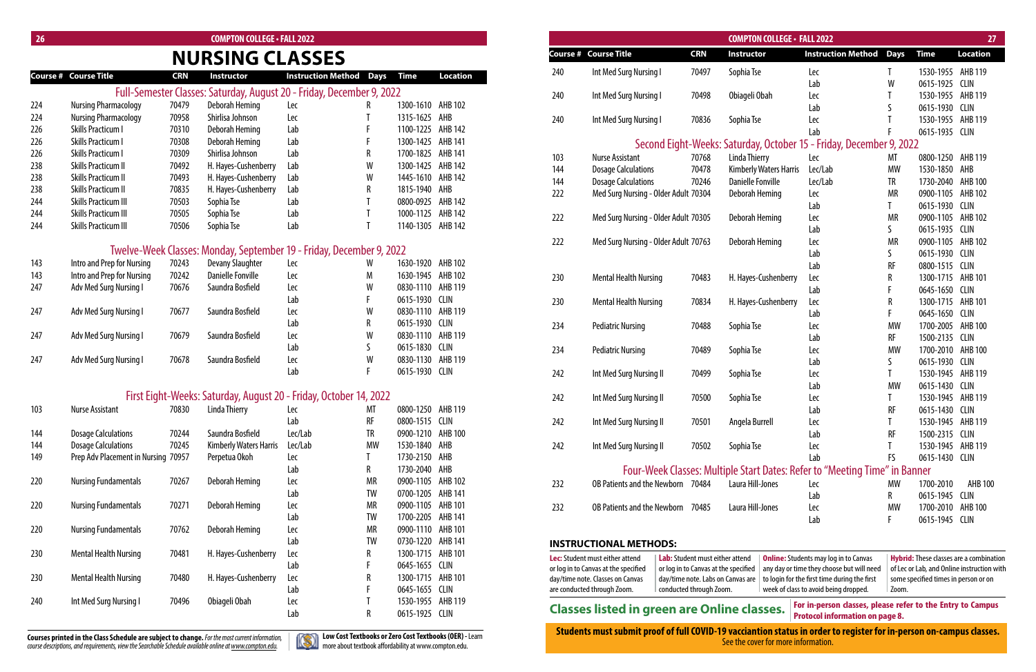# NURSING CLASSES

| Course # | Course Title | CRN | Instructor | Instruction Method | Days | Time | Location |
|---|---|---|---|---|---|---|---|
| **Full-Semester Classes: Saturday, August 20 - Friday, December 9, 2022** | | | | | | | |
| 224 | Nursing Pharmacology | 70479 | Deborah Heming | Lec | R | 1300-1610 | AHB 102 |
| 224 | Nursing Pharmacology | 70958 | Shirlisa Johnson | Lec | T | 1315-1625 | AHB |
| 226 | Skills Practicum I | 70310 | Deborah Heming | Lab | F | 1100-1225 | AHB 142 |
| 226 | Skills Practicum I | 70308 | Deborah Heming | Lab | F | 1300-1425 | AHB 141 |
| 226 | Skills Practicum I | 70309 | Shirlisa Johnson | Lab | R | 1700-1825 | AHB 141 |
| 238 | Skills Practicum II | 70492 | H. Hayes-Cushenberry | Lab | W | 1300-1425 | AHB 142 |
| 238 | Skills Practicum II | 70493 | H. Hayes-Cushenberry | Lab | W | 1445-1610 | AHB 142 |
| 238 | Skills Practicum II | 70835 | H. Hayes-Cushenberry | Lab | R | 1815-1940 | AHB |
| 244 | Skills Practicum III | 70503 | Sophia Tse | Lab | T | 0800-0925 | AHB 142 |
| 244 | Skills Practicum III | 70505 | Sophia Tse | Lab | T | 1000-1125 | AHB 142 |
| 244 | Skills Practicum III | 70506 | Sophia Tse | Lab | T | 1140-1305 | AHB 142 |
| **Twelve-Week Classes: Monday, September 19 - Friday, December 9, 2022** | | | | | | | |
| 143 | Intro and Prep for Nursing | 70243 | Devany Slaughter | Lec | W | 1630-1920 | AHB 102 |
| 143 | Intro and Prep for Nursing | 70242 | Danielle Fonville | Lec | M | 1630-1945 | AHB 102 |
| 247 | Adv Med Surg Nursing I | 70676 | Saundra Bosfield | Lec | W | 0830-1110 | AHB 119 |
| | | | | Lab | F | 0615-1930 | CLIN |
| 247 | Adv Med Surg Nursing I | 70677 | Saundra Bosfield | Lec | W | 0830-1110 | AHB 119 |
| | | | | Lab | R | 0615-1930 | CLIN |
| 247 | Adv Med Surg Nursing I | 70679 | Saundra Bosfield | Lec | W | 0830-1110 | AHB 119 |
| | | | | Lab | S | 0615-1830 | CLIN |
| 247 | Adv Med Surg Nursing I | 70678 | Saundra Bosfield | Lec | W | 0830-1130 | AHB 119 |
| | | | | Lab | F | 0615-1930 | CLIN |
| **First Eight-Weeks: Saturday, August 20 - Friday, October 14, 2022** | | | | | | | |
| 103 | Nurse Assistant | 70830 | Linda Thierry | Lec | MT | 0800-1250 | AHB 119 |
| | | | | Lab | RF | 0800-1515 | CLIN |
| 144 | Dosage Calculations | 70244 | Saundra Bosfield | Lec/Lab | TR | 0900-1210 | AHB 100 |
| 144 | Dosage Calculations | 70245 | Kimberly Waters Harris | Lec/Lab | MW | 1530-1840 | AHB |
| 149 | Prep Adv Placement in Nursing | 70957 | Perpetua Okoh | Lec | T | 1730-2150 | AHB |
| | | | | Lab | R | 1730-2040 | AHB |
| 220 | Nursing Fundamentals | 70267 | Deborah Heming | Lec | MR | 0900-1105 | AHB 102 |
| | | | | Lab | TW | 0700-1205 | AHB 141 |
| 220 | Nursing Fundamentals | 70271 | Deborah Heming | Lec | MR | 0900-1105 | AHB 101 |
| | | | | Lab | TW | 1700-2205 | AHB 141 |
| 220 | Nursing Fundamentals | 70762 | Deborah Heming | Lec | MR | 0900-1110 | AHB 101 |
| | | | | Lab | TW | 0730-1220 | AHB 141 |
| 230 | Mental Health Nursing | 70481 | H. Hayes-Cushenberry | Lec | R | 1300-1715 | AHB 101 |
| | | | | Lab | F | 0645-1655 | CLIN |
| 230 | Mental Health Nursing | 70480 | H. Hayes-Cushenberry | Lec | R | 1300-1715 | AHB 101 |
| | | | | Lab | F | 0645-1655 | CLIN |
| 240 | Int Med Surg Nursing I | 70496 | Obiageli Obah | Lec | T | 1530-1955 | AHB 119 |
| | | | | Lab | R | 0615-1925 | CLIN |
| 240 | Int Med Surg Nursing I | 70497 | Sophia Tse | Lec | T | 1530-1955 | AHB 119 |
| | | | | Lab | W | 0615-1925 | CLIN |
| 240 | Int Med Surg Nursing I | 70498 | Obiageli Obah | Lec | T | 1530-1955 | AHB 119 |
| | | | | Lab | S | 0615-1930 | CLIN |
| 240 | Int Med Surg Nursing I | 70836 | Sophia Tse | Lec | T | 1530-1955 | AHB 119 |
| | | | | Lab | F | 0615-1935 | CLIN |
| **Second Eight-Weeks: Saturday, October 15 - Friday, December 9, 2022** | | | | | | | |
| 103 | Nurse Assistant | 70768 | Linda Thierry | Lec | MT | 0800-1250 | AHB 119 |
| 144 | Dosage Calculations | 70478 | Kimberly Waters Harris | Lec/Lab | MW | 1530-1850 | AHB |
| 144 | Dosage Calculations | 70246 | Danielle Fonville | Lec/Lab | TR | 1730-2040 | AHB 100 |
| 222 | Med Surg Nursing - Older Adult | 70304 | Deborah Heming | Lec | MR | 0900-1105 | AHB 102 |
| | | | | Lab | T | 0615-1930 | CLIN |
| 222 | Med Surg Nursing - Older Adult | 70305 | Deborah Heming | Lec | MR | 0900-1105 | AHB 102 |
| | | | | Lab | S | 0615-1935 | CLIN |
| 222 | Med Surg Nursing - Older Adult | 70763 | Deborah Heming | Lec | MR | 0900-1105 | AHB 102 |
| | | | | Lab | S | 0615-1930 | CLIN |
| | | | | Lab | RF | 0800-1515 | CLIN |
| 230 | Mental Health Nursing | 70483 | H. Hayes-Cushenberry | Lec | R | 1300-1715 | AHB 101 |
| | | | | Lab | F | 0645-1650 | CLIN |
| 230 | Mental Health Nursing | 70834 | H. Hayes-Cushenberry | Lec | R | 1300-1715 | AHB 101 |
| | | | | Lab | F | 0645-1650 | CLIN |
| 234 | Pediatric Nursing | 70488 | Sophia Tse | Lec | MW | 1700-2005 | AHB 100 |
| | | | | Lab | RF | 1500-2135 | CLIN |
| 234 | Pediatric Nursing | 70489 | Sophia Tse | Lec | MW | 1700-2010 | AHB 100 |
| | | | | Lab | S | 0615-1930 | CLIN |
| 242 | Int Med Surg Nursing II | 70499 | Sophia Tse | Lec | T | 1530-1945 | AHB 119 |
| | | | | Lab | MW | 0615-1430 | CLIN |
| 242 | Int Med Surg Nursing II | 70500 | Sophia Tse | Lec | T | 1530-1945 | AHB 119 |
| | | | | Lab | RF | 0615-1430 | CLIN |
| 242 | Int Med Surg Nursing II | 70501 | Angela Burrell | Lec | T | 1530-1945 | AHB 119 |
| | | | | Lab | RF | 1500-2315 | CLIN |
| 242 | Int Med Surg Nursing II | 70502 | Sophia Tse | Lec | T | 1530-1945 | AHB 119 |
| | | | | Lab | FS | 0615-1430 | CLIN |
| **Four-Week Classes: Multiple Start Dates: Refer to "Meeting Time" in Banner** | | | | | | | |
| 232 | OB Patients and the Newborn | 70484 | Laura Hill-Jones | Lec | MW | 1700-2010 | AHB 100 |
| | | | | Lab | R | 0615-1945 | CLIN |
| 232 | OB Patients and the Newborn | 70485 | Laura Hill-Jones | Lec | MW | 1700-2010 | AHB 100 |
| | | | | Lab | F | 0615-1945 | CLIN |

## INSTRUCTIONAL METHODS:

**Lec:** Student must either attend or log in to Canvas at the specified day/time note. Classes on Canvas are conducted through Zoom.

**Lab:** Student must either attend or log in to Canvas at the specified day/time note. Labs on Canvas are conducted through Zoom.

**Online:** Students may log in to Canvas any day or time they choose but will need to login for the first time during the first week of class to avoid being dropped.

**Hybrid:** These classes are a combination of Lec or Lab, and Online instruction with some specified times in person or on Zoom.

**Classes listed in green are Online classes.**

**For in-person classes, please refer to the Entry to Campus Protocol information on page 8.**

**Students must submit proof of full COVID-19 vacciantion status in order to register for in-person on-campus classes.** See the cover for more information.

**Courses printed in the Class Schedule are subject to change.** *For the most current information, course descriptions, and requirements, view the Searchable Schedule available online at www.compton.edu.*

**Low Cost Textbooks or Zero Cost Textbooks (OER)** - Learn more about textbook affordability at www.compton.edu.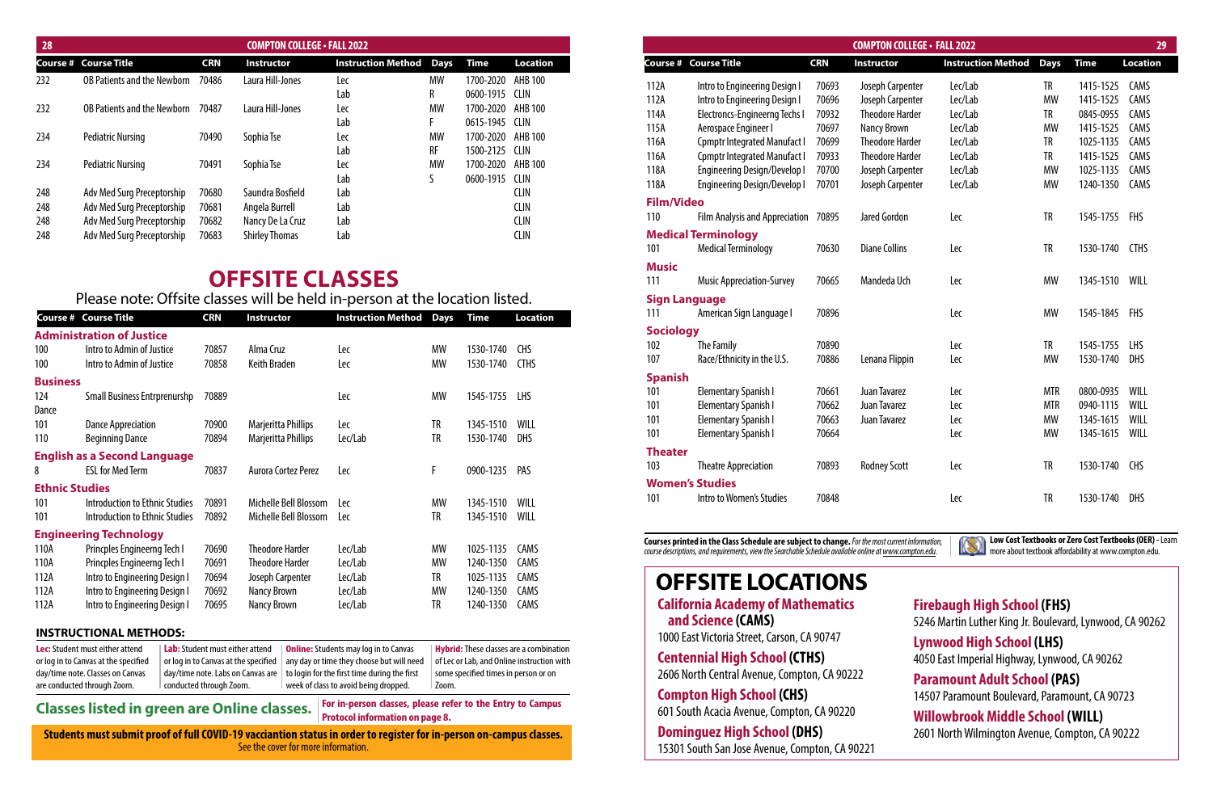| Course # | Course Title | CRN | Instructor | Instruction Method | Days | Time | Location |
|---|---|---|---|---|---|---|---|
| 232 | OB Patients and the Newborn | 70486 | Laura Hill-Jones | Lec | MW | 1700-2020 | AHB 100 |
| | | | | Lab | R | 0600-1915 | CLIN |
| 232 | OB Patients and the Newborn | 70487 | Laura Hill-Jones | Lec | MW | 1700-2020 | AHB 100 |
| | | | | Lab | F | 0615-1945 | CLIN |
| 234 | Pediatric Nursing | 70490 | Sophia Tse | Lec | MW | 1700-2020 | AHB 100 |
| | | | | Lab | RF | 1500-2125 | CLIN |
| 234 | Pediatric Nursing | 70491 | Sophia Tse | Lec | MW | 1700-2020 | AHB 100 |
| | | | | Lab | S | 0600-1915 | CLIN |
| 248 | Adv Med Surg Preceptorship | 70680 | Saundra Bosfield | Lab | | | CLIN |
| 248 | Adv Med Surg Preceptorship | 70681 | Angela Burrell | Lab | | | CLIN |
| 248 | Adv Med Surg Preceptorship | 70682 | Nancy De La Cruz | Lab | | | CLIN |
| 248 | Adv Med Surg Preceptorship | 70683 | Shirley Thomas | Lab | | | CLIN |

# OFFSITE CLASSES

Please note: Offsite classes will be held in-person at the location listed.

| Course # | Course Title | CRN | Instructor | Instruction Method | Days | Time | Location |
|---|---|---|---|---|---|---|---|
| **Administration of Justice** | | | | | | | |
| 100 | Intro to Admin of Justice | 70857 | Alma Cruz | Lec | MW | 1530-1740 | CHS |
| 100 | Intro to Admin of Justice | 70858 | Keith Braden | Lec | MW | 1530-1740 | CTHS |
| **Business** | | | | | | | |
| 124 | Small Business Entrprenurshp | 70889 | | Lec | MW | 1545-1755 | LHS |
| Dance | | | | | | | |
| 101 | Dance Appreciation | 70900 | Marjeritta Phillips | Lec | TR | 1345-1510 | WILL |
| 110 | Beginning Dance | 70894 | Marjeritta Phillips | Lec/Lab | TR | 1530-1740 | DHS |
| **English as a Second Language** | | | | | | | |
| 8 | ESL for Med Term | 70837 | Aurora Cortez Perez | Lec | F | 0900-1235 | PAS |
| **Ethnic Studies** | | | | | | | |
| 101 | Introduction to Ethnic Studies | 70891 | Michelle Bell Blossom | Lec | MW | 1345-1510 | WILL |
| 101 | Introduction to Ethnic Studies | 70892 | Michelle Bell Blossom | Lec | TR | 1345-1510 | WILL |
| **Engineering Technology** | | | | | | | |
| 110A | Princples Engineerng Tech I | 70690 | Theodore Harder | Lec/Lab | MW | 1025-1135 | CAMS |
| 110A | Princples Engineerng Tech I | 70691 | Theodore Harder | Lec/Lab | MW | 1240-1350 | CAMS |
| 112A | Intro to Engineering Design I | 70694 | Joseph Carpenter | Lec/Lab | TR | 1025-1135 | CAMS |
| 112A | Intro to Engineering Design I | 70692 | Nancy Brown | Lec/Lab | MW | 1240-1350 | CAMS |
| 112A | Intro to Engineering Design I | 70695 | Nancy Brown | Lec/Lab | TR | 1240-1350 | CAMS |
| 112A | Intro to Engineering Design I | 70693 | Joseph Carpenter | Lec/Lab | TR | 1415-1525 | CAMS |
| 112A | Intro to Engineering Design I | 70696 | Joseph Carpenter | Lec/Lab | MW | 1415-1525 | CAMS |
| 114A | Electroncs-Engineerng Techs I | 70932 | Theodore Harder | Lec/Lab | TR | 0845-0955 | CAMS |
| 115A | Aerospace Engineer I | 70697 | Nancy Brown | Lec/Lab | MW | 1415-1525 | CAMS |
| 116A | Cpmptr Integrated Manufact I | 70699 | Theodore Harder | Lec/Lab | TR | 1025-1135 | CAMS |
| 116A | Cpmptr Integrated Manufact I | 70933 | Theodore Harder | Lec/Lab | TR | 1415-1525 | CAMS |
| 118A | Engineering Design/Develop I | 70700 | Joseph Carpenter | Lec/Lab | MW | 1025-1135 | CAMS |
| 118A | Engineering Design/Develop I | 70701 | Joseph Carpenter | Lec/Lab | MW | 1240-1350 | CAMS |
| **Film/Video** | | | | | | | |
| 110 | Film Analysis and Appreciation | 70895 | Jared Gordon | Lec | TR | 1545-1755 | FHS |
| **Medical Terminology** | | | | | | | |
| 101 | Medical Terminology | 70630 | Diane Collins | Lec | TR | 1530-1740 | CTHS |
| **Music** | | | | | | | |
| 111 | Music Appreciation-Survey | 70665 | Mandeda Uch | Lec | MW | 1345-1510 | WILL |
| **Sign Language** | | | | | | | |
| 111 | American Sign Language I | 70896 | | Lec | MW | 1545-1845 | FHS |
| **Sociology** | | | | | | | |
| 102 | The Family | 70890 | | Lec | TR | 1545-1755 | LHS |
| 107 | Race/Ethnicity in the U.S. | 70886 | Lenana Flippin | Lec | MW | 1530-1740 | DHS |
| **Spanish** | | | | | | | |
| 101 | Elementary Spanish I | 70661 | Juan Tavarez | Lec | MTR | 0800-0935 | WILL |
| 101 | Elementary Spanish I | 70662 | Juan Tavarez | Lec | MTR | 0940-1115 | WILL |
| 101 | Elementary Spanish I | 70663 | Juan Tavarez | Lec | MW | 1345-1615 | WILL |
| 101 | Elementary Spanish I | 70664 | | Lec | MW | 1345-1615 | WILL |
| **Theater** | | | | | | | |
| 103 | Theatre Appreciation | 70893 | Rodney Scott | Lec | TR | 1530-1740 | CHS |
| **Women's Studies** | | | | | | | |
| 101 | Intro to Women's Studies | 70848 | | Lec | TR | 1530-1740 | DHS |

### INSTRUCTIONAL METHODS:

**Lec:** Student must either attend or log in to Canvas at the specified day/time note. Classes on Canvas are conducted through Zoom.

**Lab:** Student must either attend or log in to Canvas at the specified day/time note. Labs on Canvas are conducted through Zoom.

**Online:** Students may log in to Canvas any day or time they choose but will need to login for the first time during the first week of class to avoid being dropped.

**Hybrid:** These classes are a combination of Lec or Lab, and Online instruction with some specified times in person or on Zoom.

**Classes listed in green are Online classes.** **For in-person classes, please refer to the Entry to Campus Protocol information on page 8.**

**Students must submit proof of full COVID-19 vacciantion status in order to register for in-person on-campus classes.** See the cover for more information.

**Courses printed in the Class Schedule are subject to change.** *For the most current information, course descriptions, and requirements, view the Searchable Schedule available online at www.compton.edu.*

**Low Cost Textbooks or Zero Cost Textbooks (OER)** - Learn more about textbook affordability at www.compton.edu.

# OFFSITE LOCATIONS

**California Academy of Mathematics and Science (CAMS)**
1000 East Victoria Street, Carson, CA 90747

**Centennial High School (CTHS)**
2606 North Central Avenue, Compton, CA 90222

**Compton High School (CHS)**
601 South Acacia Avenue, Compton, CA 90220

**Dominguez High School (DHS)**
15301 South San Jose Avenue, Compton, CA 90221

**Firebaugh High School (FHS)**
5246 Martin Luther King Jr. Boulevard, Lynwood, CA 90262

**Lynwood High School (LHS)**
4050 East Imperial Highway, Lynwood, CA 90262

**Paramount Adult School (PAS)**
14507 Paramount Boulevard, Paramount, CA 90723

**Willowbrook Middle School (WILL)**
2601 North Wilmington Avenue, Compton, CA 90222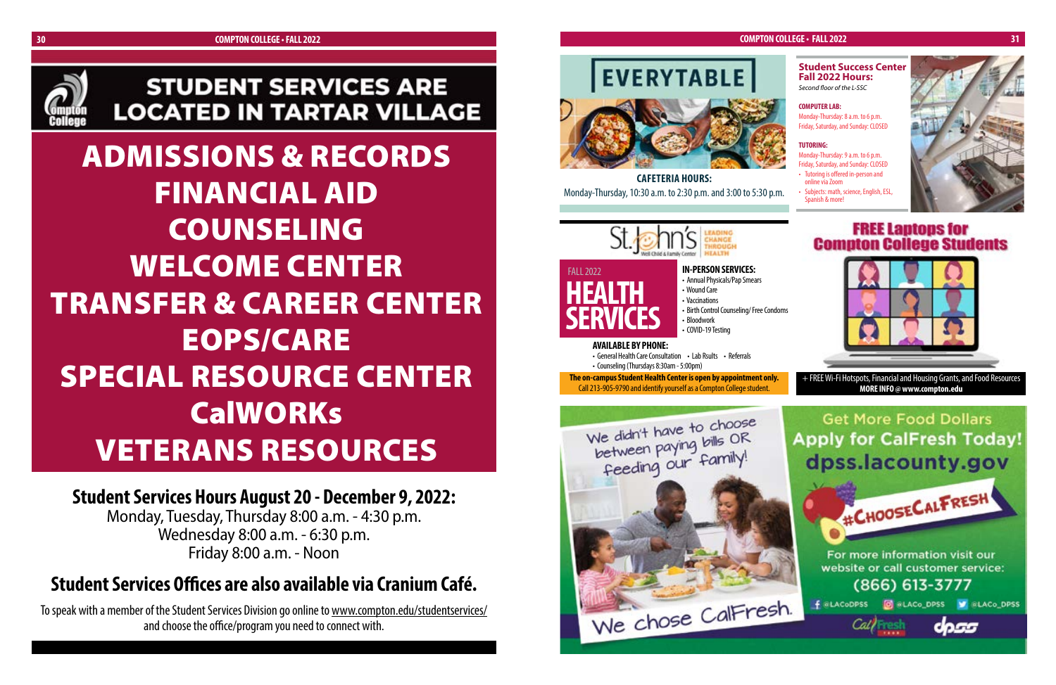# STUDENT SERVICES ARE LOCATED IN TARTAR VILLAGE

## ADMISSIONS & RECORDS
## FINANCIAL AID
## COUNSELING
## WELCOME CENTER
## TRANSFER & CAREER CENTER
## EOPS/CARE
## SPECIAL RESOURCE CENTER
## CalWORKs
## VETERANS RESOURCES

### Student Services Hours August 20 - December 9, 2022:

Monday, Tuesday, Thursday 8:00 a.m. - 4:30 p.m.
Wednesday 8:00 a.m. - 6:30 p.m.
Friday 8:00 a.m. - Noon

### Student Services Offices are also available via Cranium Café.

To speak with a member of the Student Services Division go online to www.compton.edu/studentservices/ and choose the office/program you need to connect with.

## EVERYTABLE

**CAFETERIA HOURS:**
Monday-Thursday, 10:30 a.m. to 2:30 p.m. and 3:00 to 5:30 p.m.

### Student Success Center Fall 2022 Hours:

*Second floor of the L-SSC*

**COMPUTER LAB:**
Monday-Thursday: 8 a.m. to 6 p.m.
Friday, Saturday, and Sunday: CLOSED

**TUTORING:**
Monday-Thursday: 9 a.m. to 6 p.m.
Friday, Saturday, and Sunday: CLOSED

- Tutoring is offered in-person and online via Zoom
- Subjects: math, science, English, ESL, Spanish & more!

St. John's Well Child & Family Center — LEADING CHANGE THROUGH HEALTH

## FALL 2022 HEALTH SERVICES

**IN-PERSON SERVICES:**
- Annual Physicals/Pap Smears
- Wound Care
- Vaccinations
- Birth Control Counseling/ Free Condoms
- Bloodwork
- COVID-19 Testing

**AVAILABLE BY PHONE:**
- General Health Care Consultation
- Lab Rsults
- Referrals
- Counseling (Thursdays 8:30am - 5:00pm)

**The on-campus Student Health Center is open by appointment only.**
Call 213-905-9790 and identify yourself as a Compton College student.

## FREE Laptops for Compton College Students

+ FREE Wi-Fi Hotspots, Financial and Housing Grants, and Food Resources
**MORE INFO @ www.compton.edu**

We didn't have to choose between paying bills OR feeding our family!

We chose CalFresh.

Get More Food Dollars
Apply for CalFresh Today!
dpss.lacounty.gov

#CHOOSECALFRESH

For more information visit our website or call customer service:
(866) 613-3777

@LACoDPSS @LACo_DPSS @LACo_DPSS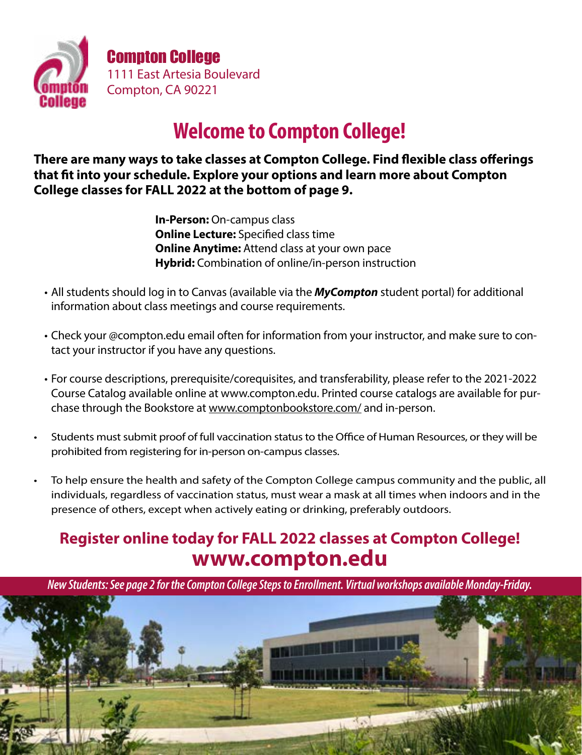**Compton College**
1111 East Artesia Boulevard
Compton, CA 90221

# Welcome to Compton College!

**There are many ways to take classes at Compton College. Find flexible class offerings that fit into your schedule. Explore your options and learn more about Compton College classes for FALL 2022 at the bottom of page 9.**

**In-Person:** On-campus class
**Online Lecture:** Specified class time
**Online Anytime:** Attend class at your own pace
**Hybrid:** Combination of online/in-person instruction

- All students should log in to Canvas (available via the ***MyCompton*** student portal) for additional information about class meetings and course requirements.
- Check your @compton.edu email often for information from your instructor, and make sure to contact your instructor if you have any questions.
- For course descriptions, prerequisite/corequisites, and transferability, please refer to the 2021-2022 Course Catalog available online at www.compton.edu. Printed course catalogs are available for purchase through the Bookstore at www.comptonbookstore.com/ and in-person.
- Students must submit proof of full vaccination status to the Office of Human Resources, or they will be prohibited from registering for in-person on-campus classes.
- To help ensure the health and safety of the Compton College campus community and the public, all individuals, regardless of vaccination status, must wear a mask at all times when indoors and in the presence of others, except when actively eating or drinking, preferably outdoors.

## Register online today for FALL 2022 classes at Compton College!
## www.compton.edu

*New Students: See page 2 for the Compton College Steps to Enrollment. Virtual workshops available Monday-Friday.*